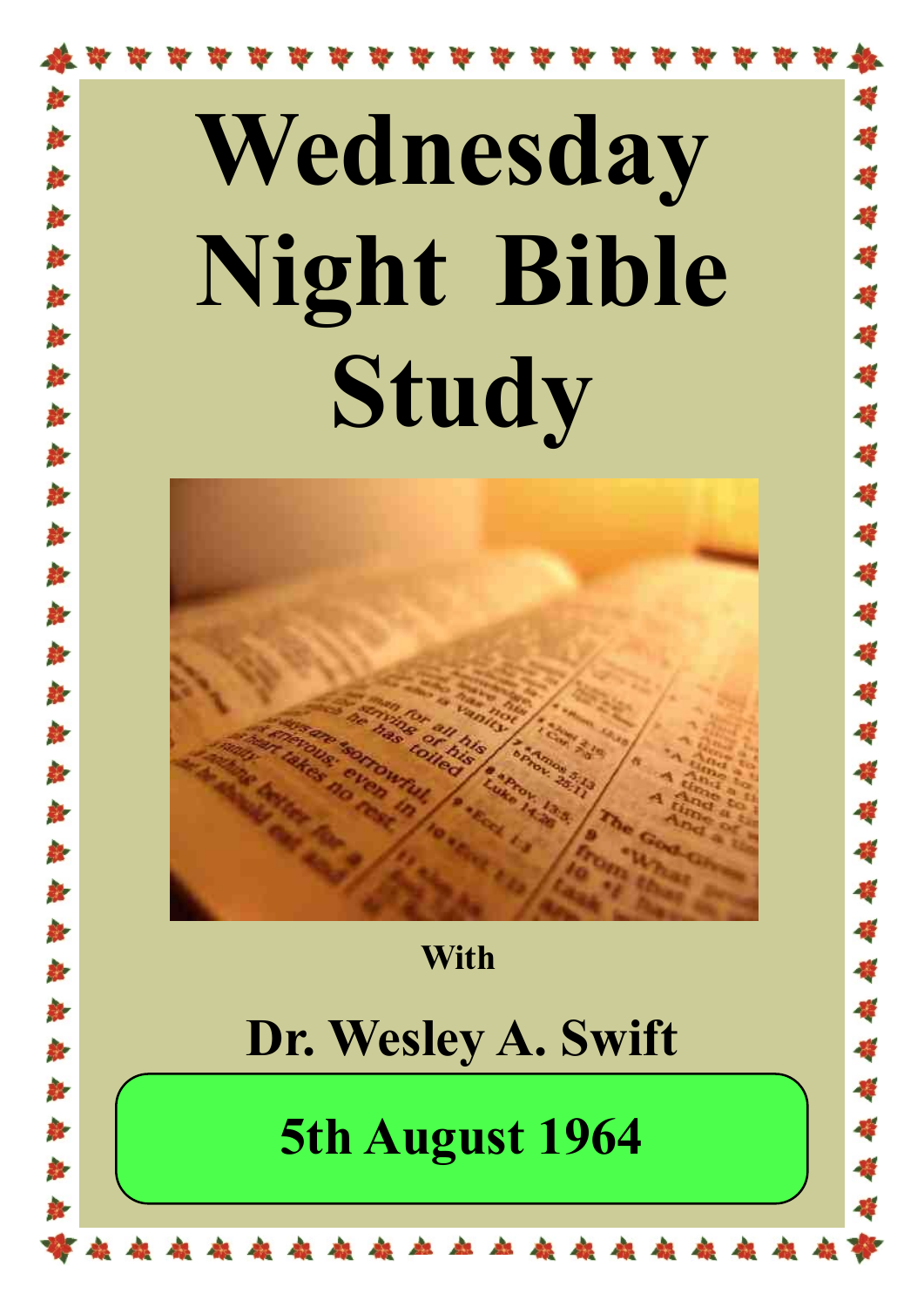# Wednesday Night Bible Study

With

## Dr. Wesley A. Swift

**5th August 1964**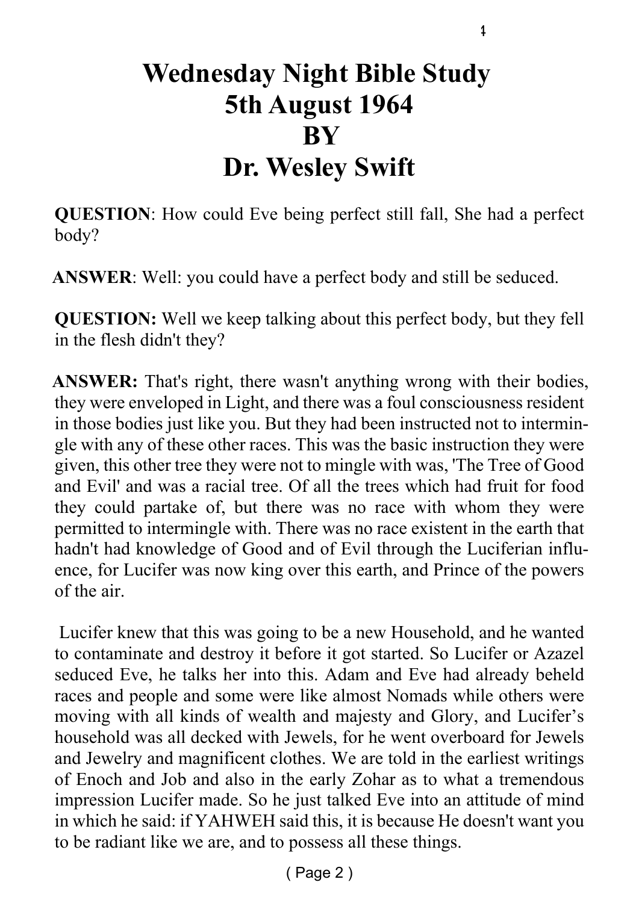# Wednesday Night Bible Study
# 5th August 1964
# BY
# Dr. Wesley Swift

**QUESTION**: How could Eve being perfect still fall, She had a perfect body?

**ANSWER**: Well: you could have a perfect body and still be seduced.

**QUESTION:** Well we keep talking about this perfect body, but they fell in the flesh didn't they?

**ANSWER:** That's right, there wasn't anything wrong with their bodies, they were enveloped in Light, and there was a foul consciousness resident in those bodies just like you. But they had been instructed not to intermingle with any of these other races. This was the basic instruction they were given, this other tree they were not to mingle with was, 'The Tree of Good and Evil' and was a racial tree. Of all the trees which had fruit for food they could partake of, but there was no race with whom they were permitted to intermingle with. There was no race existent in the earth that hadn't had knowledge of Good and of Evil through the Luciferian influence, for Lucifer was now king over this earth, and Prince of the powers of the air.

Lucifer knew that this was going to be a new Household, and he wanted to contaminate and destroy it before it got started. So Lucifer or Azazel seduced Eve, he talks her into this. Adam and Eve had already beheld races and people and some were like almost Nomads while others were moving with all kinds of wealth and majesty and Glory, and Lucifer's household was all decked with Jewels, for he went overboard for Jewels and Jewelry and magnificent clothes. We are told in the earliest writings of Enoch and Job and also in the early Zohar as to what a tremendous impression Lucifer made. So he just talked Eve into an attitude of mind in which he said: if YAHWEH said this, it is because He doesn't want you to be radiant like we are, and to possess all these things.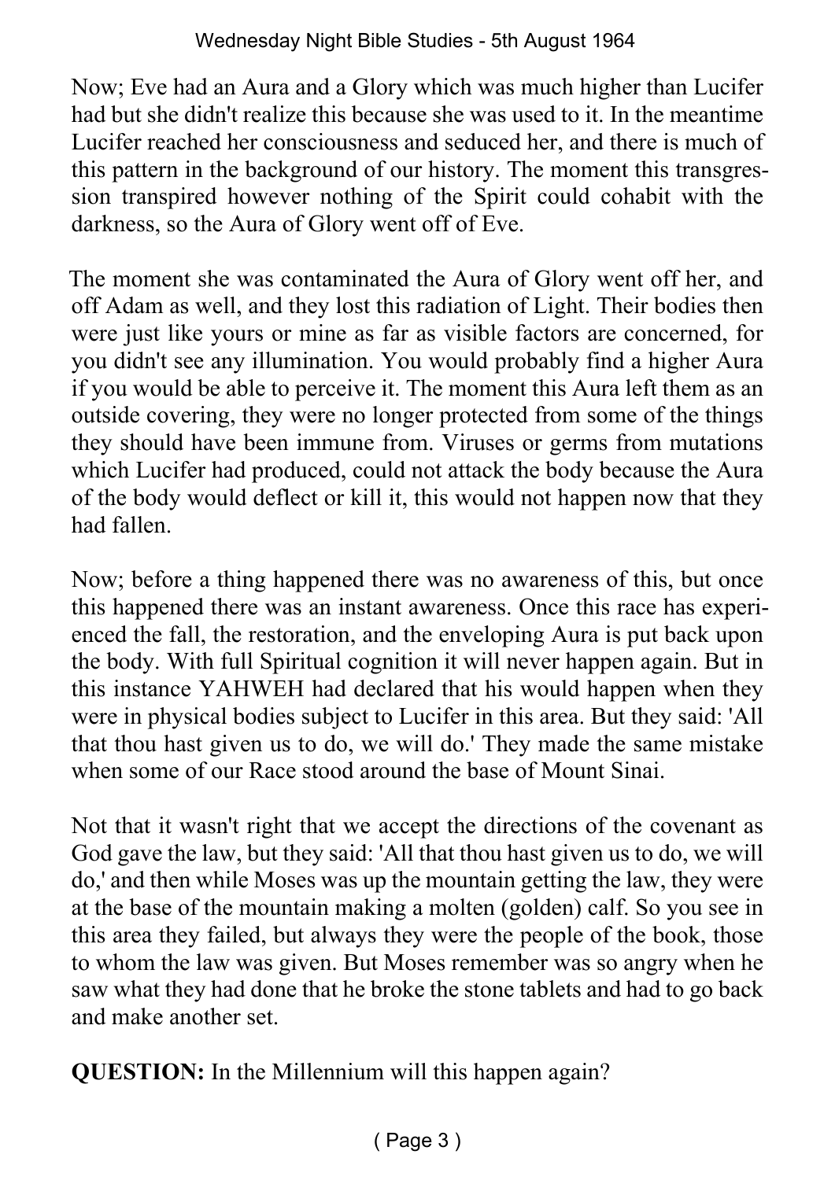Now; Eve had an Aura and a Glory which was much higher than Lucifer had but she didn't realize this because she was used to it. In the meantime Lucifer reached her consciousness and seduced her, and there is much of this pattern in the background of our history. The moment this transgression transpired however nothing of the Spirit could cohabit with the darkness, so the Aura of Glory went off of Eve.

The moment she was contaminated the Aura of Glory went off her, and off Adam as well, and they lost this radiation of Light. Their bodies then were just like yours or mine as far as visible factors are concerned, for you didn't see any illumination. You would probably find a higher Aura if you would be able to perceive it. The moment this Aura left them as an outside covering, they were no longer protected from some of the things they should have been immune from. Viruses or germs from mutations which Lucifer had produced, could not attack the body because the Aura of the body would deflect or kill it, this would not happen now that they had fallen.

Now; before a thing happened there was no awareness of this, but once this happened there was an instant awareness. Once this race has experienced the fall, the restoration, and the enveloping Aura is put back upon the body. With full Spiritual cognition it will never happen again. But in this instance YAHWEH had declared that his would happen when they were in physical bodies subject to Lucifer in this area. But they said: 'All that thou hast given us to do, we will do.' They made the same mistake when some of our Race stood around the base of Mount Sinai.

Not that it wasn't right that we accept the directions of the covenant as God gave the law, but they said: 'All that thou hast given us to do, we will do,' and then while Moses was up the mountain getting the law, they were at the base of the mountain making a molten (golden) calf. So you see in this area they failed, but always they were the people of the book, those to whom the law was given. But Moses remember was so angry when he saw what they had done that he broke the stone tablets and had to go back and make another set.

**QUESTION:** In the Millennium will this happen again?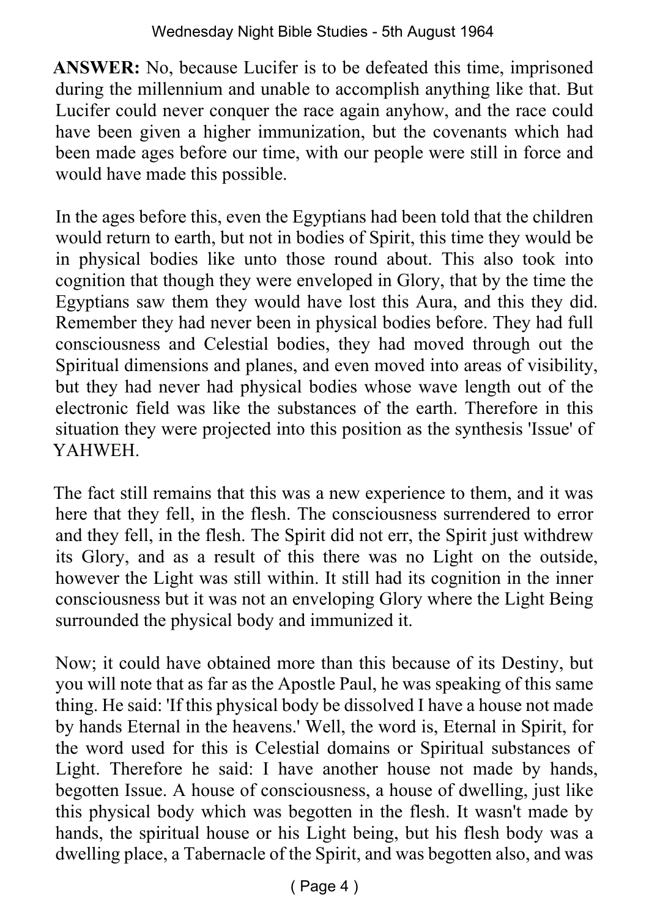**ANSWER:** No, because Lucifer is to be defeated this time, imprisoned during the millennium and unable to accomplish anything like that. But Lucifer could never conquer the race again anyhow, and the race could have been given a higher immunization, but the covenants which had been made ages before our time, with our people were still in force and would have made this possible.

In the ages before this, even the Egyptians had been told that the children would return to earth, but not in bodies of Spirit, this time they would be in physical bodies like unto those round about. This also took into cognition that though they were enveloped in Glory, that by the time the Egyptians saw them they would have lost this Aura, and this they did. Remember they had never been in physical bodies before. They had full consciousness and Celestial bodies, they had moved through out the Spiritual dimensions and planes, and even moved into areas of visibility, but they had never had physical bodies whose wave length out of the electronic field was like the substances of the earth. Therefore in this situation they were projected into this position as the synthesis 'Issue' of YAHWEH.

The fact still remains that this was a new experience to them, and it was here that they fell, in the flesh. The consciousness surrendered to error and they fell, in the flesh. The Spirit did not err, the Spirit just withdrew its Glory, and as a result of this there was no Light on the outside, however the Light was still within. It still had its cognition in the inner consciousness but it was not an enveloping Glory where the Light Being surrounded the physical body and immunized it.

Now; it could have obtained more than this because of its Destiny, but you will note that as far as the Apostle Paul, he was speaking of this same thing. He said: 'If this physical body be dissolved I have a house not made by hands Eternal in the heavens.' Well, the word is, Eternal in Spirit, for the word used for this is Celestial domains or Spiritual substances of Light. Therefore he said: I have another house not made by hands, begotten Issue. A house of consciousness, a house of dwelling, just like this physical body which was begotten in the flesh. It wasn't made by hands, the spiritual house or his Light being, but his flesh body was a dwelling place, a Tabernacle of the Spirit, and was begotten also, and was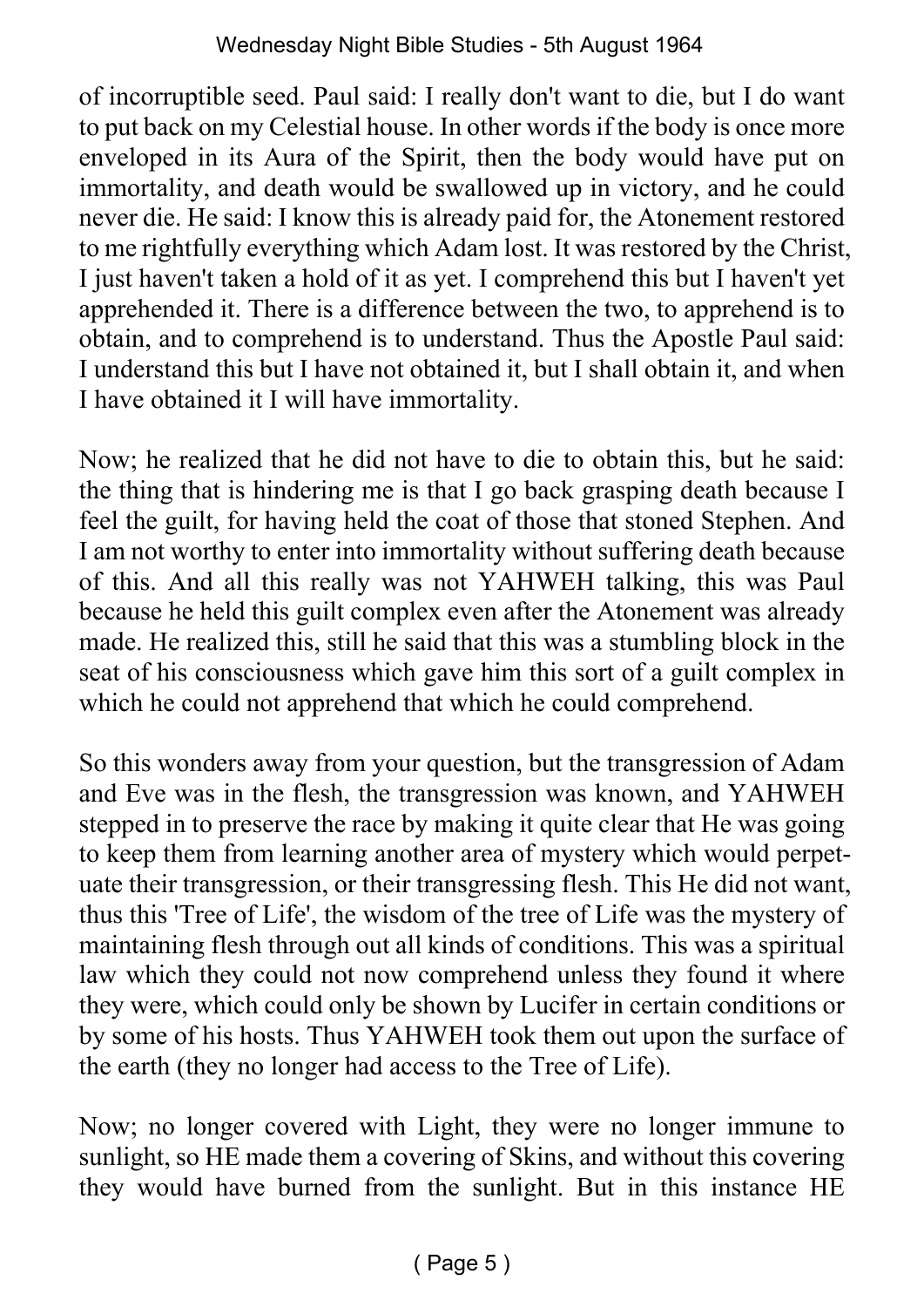of incorruptible seed. Paul said: I really don't want to die, but I do want to put back on my Celestial house. In other words if the body is once more enveloped in its Aura of the Spirit, then the body would have put on immortality, and death would be swallowed up in victory, and he could never die. He said: I know this is already paid for, the Atonement restored to me rightfully everything which Adam lost. It was restored by the Christ, I just haven't taken a hold of it as yet. I comprehend this but I haven't yet apprehended it. There is a difference between the two, to apprehend is to obtain, and to comprehend is to understand. Thus the Apostle Paul said: I understand this but I have not obtained it, but I shall obtain it, and when I have obtained it I will have immortality.

Now; he realized that he did not have to die to obtain this, but he said: the thing that is hindering me is that I go back grasping death because I feel the guilt, for having held the coat of those that stoned Stephen. And I am not worthy to enter into immortality without suffering death because of this. And all this really was not YAHWEH talking, this was Paul because he held this guilt complex even after the Atonement was already made. He realized this, still he said that this was a stumbling block in the seat of his consciousness which gave him this sort of a guilt complex in which he could not apprehend that which he could comprehend.

So this wonders away from your question, but the transgression of Adam and Eve was in the flesh, the transgression was known, and YAHWEH stepped in to preserve the race by making it quite clear that He was going to keep them from learning another area of mystery which would perpetuate their transgression, or their transgressing flesh. This He did not want, thus this 'Tree of Life', the wisdom of the tree of Life was the mystery of maintaining flesh through out all kinds of conditions. This was a spiritual law which they could not now comprehend unless they found it where they were, which could only be shown by Lucifer in certain conditions or by some of his hosts. Thus YAHWEH took them out upon the surface of the earth (they no longer had access to the Tree of Life).

Now; no longer covered with Light, they were no longer immune to sunlight, so HE made them a covering of Skins, and without this covering they would have burned from the sunlight. But in this instance HE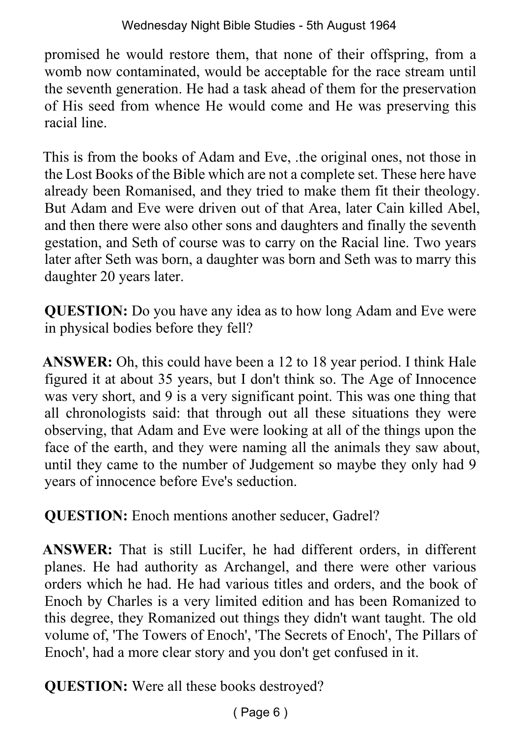promised he would restore them, that none of their offspring, from a womb now contaminated, would be acceptable for the race stream until the seventh generation. He had a task ahead of them for the preservation of His seed from whence He would come and He was preserving this racial line.

This is from the books of Adam and Eve, .the original ones, not those in the Lost Books of the Bible which are not a complete set. These here have already been Romanised, and they tried to make them fit their theology. But Adam and Eve were driven out of that Area, later Cain killed Abel, and then there were also other sons and daughters and finally the seventh gestation, and Seth of course was to carry on the Racial line. Two years later after Seth was born, a daughter was born and Seth was to marry this daughter 20 years later.

**QUESTION:** Do you have any idea as to how long Adam and Eve were in physical bodies before they fell?

**ANSWER:** Oh, this could have been a 12 to 18 year period. I think Hale figured it at about 35 years, but I don't think so. The Age of Innocence was very short, and 9 is a very significant point. This was one thing that all chronologists said: that through out all these situations they were observing, that Adam and Eve were looking at all of the things upon the face of the earth, and they were naming all the animals they saw about, until they came to the number of Judgement so maybe they only had 9 years of innocence before Eve's seduction.

**QUESTION:** Enoch mentions another seducer, Gadrel?

**ANSWER:** That is still Lucifer, he had different orders, in different planes. He had authority as Archangel, and there were other various orders which he had. He had various titles and orders, and the book of Enoch by Charles is a very limited edition and has been Romanized to this degree, they Romanized out things they didn't want taught. The old volume of, 'The Towers of Enoch', 'The Secrets of Enoch', The Pillars of Enoch', had a more clear story and you don't get confused in it.

**QUESTION:** Were all these books destroyed?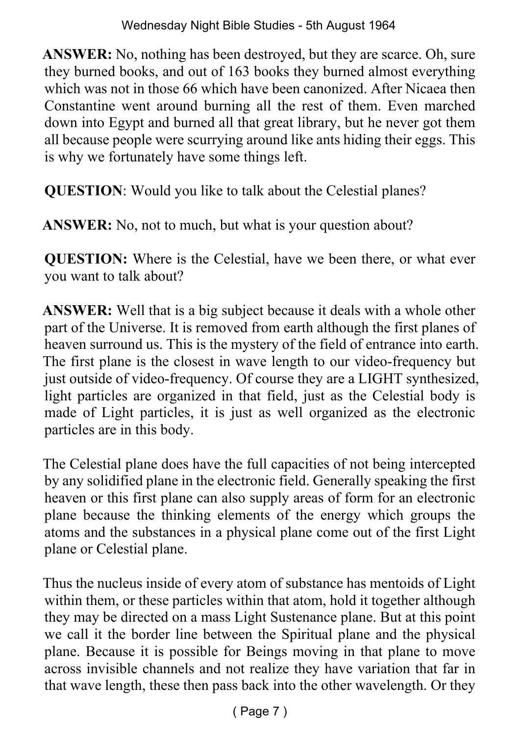**ANSWER:** No, nothing has been destroyed, but they are scarce. Oh, sure they burned books, and out of 163 books they burned almost everything which was not in those 66 which have been canonized. After Nicaea then Constantine went around burning all the rest of them. Even marched down into Egypt and burned all that great library, but he never got them all because people were scurrying around like ants hiding their eggs. This is why we fortunately have some things left.

**QUESTION**: Would you like to talk about the Celestial planes?

**ANSWER:** No, not to much, but what is your question about?

**QUESTION:** Where is the Celestial, have we been there, or what ever you want to talk about?

**ANSWER:** Well that is a big subject because it deals with a whole other part of the Universe. It is removed from earth although the first planes of heaven surround us. This is the mystery of the field of entrance into earth. The first plane is the closest in wave length to our video-frequency but just outside of video-frequency. Of course they are a LIGHT synthesized, light particles are organized in that field, just as the Celestial body is made of Light particles, it is just as well organized as the electronic particles are in this body.

The Celestial plane does have the full capacities of not being intercepted by any solidified plane in the electronic field. Generally speaking the first heaven or this first plane can also supply areas of form for an electronic plane because the thinking elements of the energy which groups the atoms and the substances in a physical plane come out of the first Light plane or Celestial plane.

Thus the nucleus inside of every atom of substance has mentoids of Light within them, or these particles within that atom, hold it together although they may be directed on a mass Light Sustenance plane. But at this point we call it the border line between the Spiritual plane and the physical plane. Because it is possible for Beings moving in that plane to move across invisible channels and not realize they have variation that far in that wave length, these then pass back into the other wavelength. Or they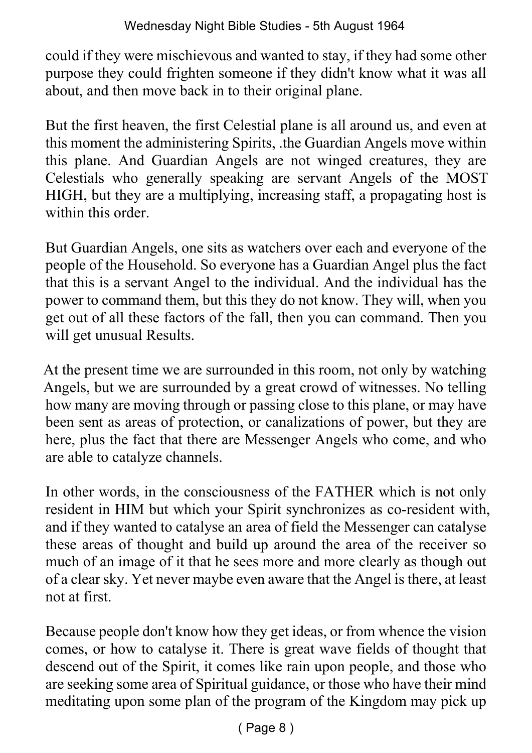could if they were mischievous and wanted to stay, if they had some other purpose they could frighten someone if they didn't know what it was all about, and then move back in to their original plane.

But the first heaven, the first Celestial plane is all around us, and even at this moment the administering Spirits, .the Guardian Angels move within this plane. And Guardian Angels are not winged creatures, they are Celestials who generally speaking are servant Angels of the MOST HIGH, but they are a multiplying, increasing staff, a propagating host is within this order.

But Guardian Angels, one sits as watchers over each and everyone of the people of the Household. So everyone has a Guardian Angel plus the fact that this is a servant Angel to the individual. And the individual has the power to command them, but this they do not know. They will, when you get out of all these factors of the fall, then you can command. Then you will get unusual Results.

At the present time we are surrounded in this room, not only by watching Angels, but we are surrounded by a great crowd of witnesses. No telling how many are moving through or passing close to this plane, or may have been sent as areas of protection, or canalizations of power, but they are here, plus the fact that there are Messenger Angels who come, and who are able to catalyze channels.

In other words, in the consciousness of the FATHER which is not only resident in HIM but which your Spirit synchronizes as co-resident with, and if they wanted to catalyse an area of field the Messenger can catalyse these areas of thought and build up around the area of the receiver so much of an image of it that he sees more and more clearly as though out of a clear sky. Yet never maybe even aware that the Angel is there, at least not at first.

Because people don't know how they get ideas, or from whence the vision comes, or how to catalyse it. There is great wave fields of thought that descend out of the Spirit, it comes like rain upon people, and those who are seeking some area of Spiritual guidance, or those who have their mind meditating upon some plan of the program of the Kingdom may pick up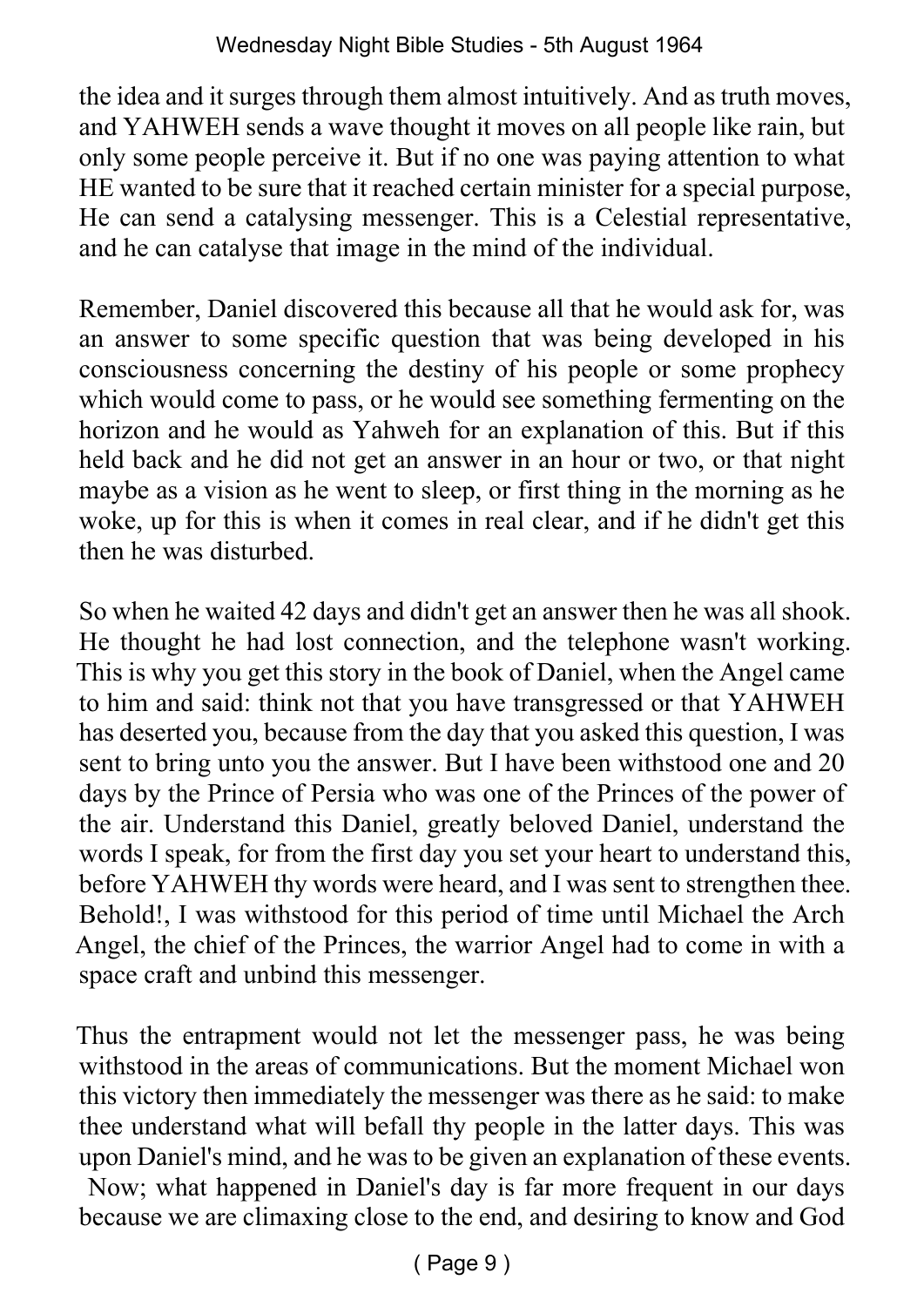the idea and it surges through them almost intuitively. And as truth moves, and YAHWEH sends a wave thought it moves on all people like rain, but only some people perceive it. But if no one was paying attention to what HE wanted to be sure that it reached certain minister for a special purpose, He can send a catalysing messenger. This is a Celestial representative, and he can catalyse that image in the mind of the individual.

Remember, Daniel discovered this because all that he would ask for, was an answer to some specific question that was being developed in his consciousness concerning the destiny of his people or some prophecy which would come to pass, or he would see something fermenting on the horizon and he would as Yahweh for an explanation of this. But if this held back and he did not get an answer in an hour or two, or that night maybe as a vision as he went to sleep, or first thing in the morning as he woke, up for this is when it comes in real clear, and if he didn't get this then he was disturbed.

So when he waited 42 days and didn't get an answer then he was all shook. He thought he had lost connection, and the telephone wasn't working. This is why you get this story in the book of Daniel, when the Angel came to him and said: think not that you have transgressed or that YAHWEH has deserted you, because from the day that you asked this question, I was sent to bring unto you the answer. But I have been withstood one and 20 days by the Prince of Persia who was one of the Princes of the power of the air. Understand this Daniel, greatly beloved Daniel, understand the words I speak, for from the first day you set your heart to understand this, before YAHWEH thy words were heard, and I was sent to strengthen thee. Behold!, I was withstood for this period of time until Michael the Arch Angel, the chief of the Princes, the warrior Angel had to come in with a space craft and unbind this messenger.

Thus the entrapment would not let the messenger pass, he was being withstood in the areas of communications. But the moment Michael won this victory then immediately the messenger was there as he said: to make thee understand what will befall thy people in the latter days. This was upon Daniel's mind, and he was to be given an explanation of these events. Now; what happened in Daniel's day is far more frequent in our days because we are climaxing close to the end, and desiring to know and God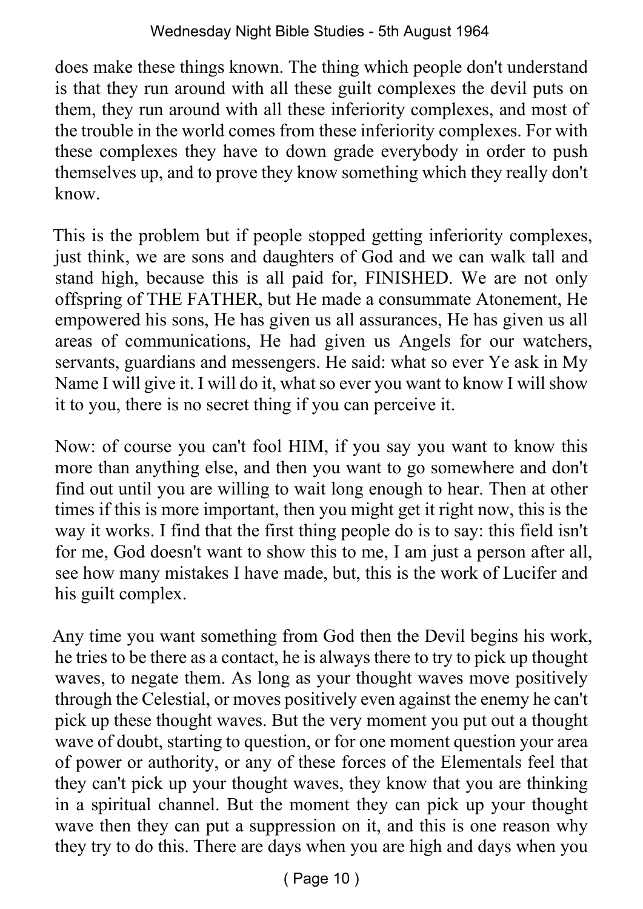does make these things known. The thing which people don't understand is that they run around with all these guilt complexes the devil puts on them, they run around with all these inferiority complexes, and most of the trouble in the world comes from these inferiority complexes. For with these complexes they have to down grade everybody in order to push themselves up, and to prove they know something which they really don't know.

This is the problem but if people stopped getting inferiority complexes, just think, we are sons and daughters of God and we can walk tall and stand high, because this is all paid for, FINISHED. We are not only offspring of THE FATHER, but He made a consummate Atonement, He empowered his sons, He has given us all assurances, He has given us all areas of communications, He had given us Angels for our watchers, servants, guardians and messengers. He said: what so ever Ye ask in My Name I will give it. I will do it, what so ever you want to know I will show it to you, there is no secret thing if you can perceive it.

Now: of course you can't fool HIM, if you say you want to know this more than anything else, and then you want to go somewhere and don't find out until you are willing to wait long enough to hear. Then at other times if this is more important, then you might get it right now, this is the way it works. I find that the first thing people do is to say: this field isn't for me, God doesn't want to show this to me, I am just a person after all, see how many mistakes I have made, but, this is the work of Lucifer and his guilt complex.

Any time you want something from God then the Devil begins his work, he tries to be there as a contact, he is always there to try to pick up thought waves, to negate them. As long as your thought waves move positively through the Celestial, or moves positively even against the enemy he can't pick up these thought waves. But the very moment you put out a thought wave of doubt, starting to question, or for one moment question your area of power or authority, or any of these forces of the Elementals feel that they can't pick up your thought waves, they know that you are thinking in a spiritual channel. But the moment they can pick up your thought wave then they can put a suppression on it, and this is one reason why they try to do this. There are days when you are high and days when you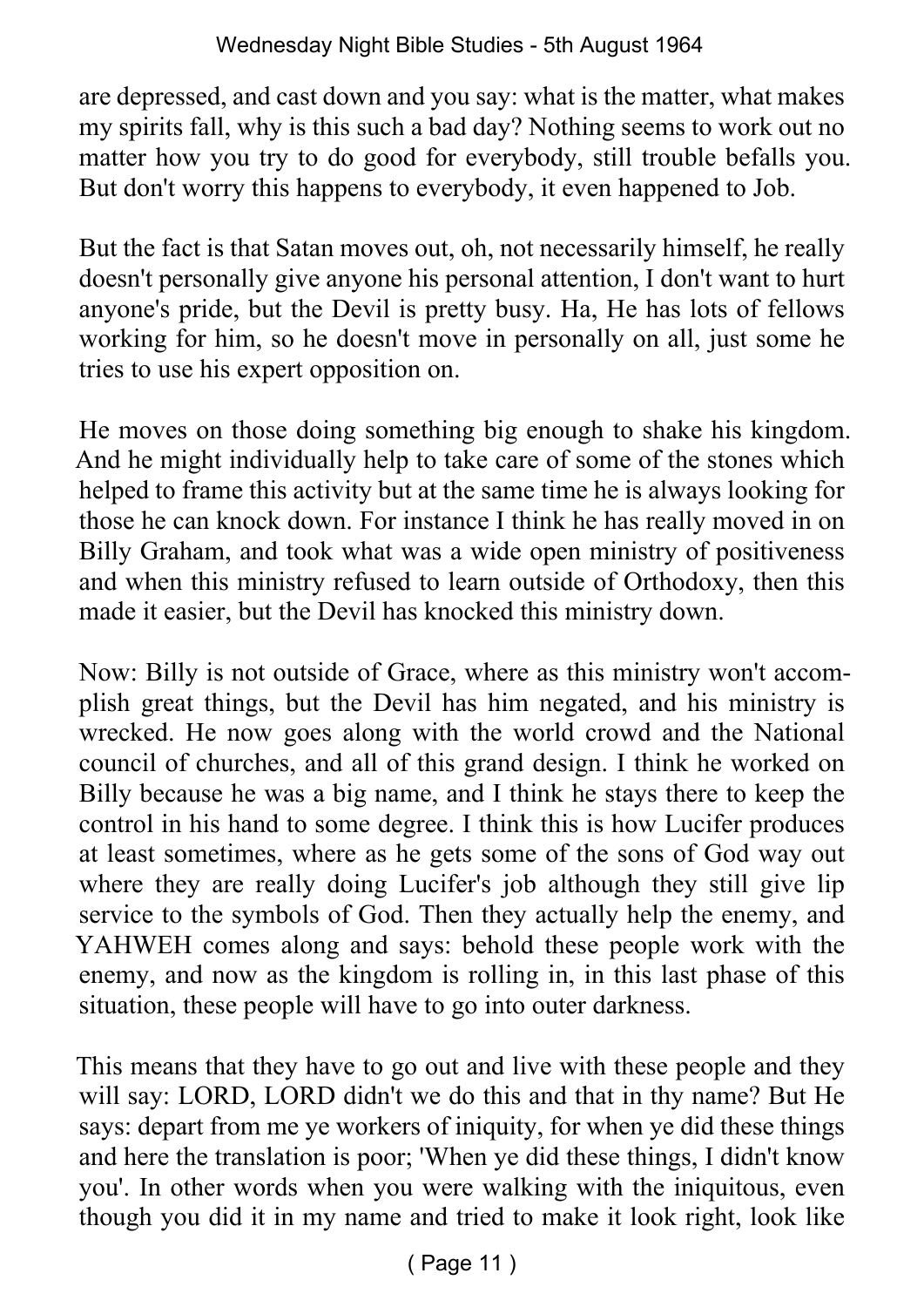are depressed, and cast down and you say: what is the matter, what makes my spirits fall, why is this such a bad day? Nothing seems to work out no matter how you try to do good for everybody, still trouble befalls you. But don't worry this happens to everybody, it even happened to Job.

But the fact is that Satan moves out, oh, not necessarily himself, he really doesn't personally give anyone his personal attention, I don't want to hurt anyone's pride, but the Devil is pretty busy. Ha, He has lots of fellows working for him, so he doesn't move in personally on all, just some he tries to use his expert opposition on.

He moves on those doing something big enough to shake his kingdom. And he might individually help to take care of some of the stones which helped to frame this activity but at the same time he is always looking for those he can knock down. For instance I think he has really moved in on Billy Graham, and took what was a wide open ministry of positiveness and when this ministry refused to learn outside of Orthodoxy, then this made it easier, but the Devil has knocked this ministry down.

Now: Billy is not outside of Grace, where as this ministry won't accomplish great things, but the Devil has him negated, and his ministry is wrecked. He now goes along with the world crowd and the National council of churches, and all of this grand design. I think he worked on Billy because he was a big name, and I think he stays there to keep the control in his hand to some degree. I think this is how Lucifer produces at least sometimes, where as he gets some of the sons of God way out where they are really doing Lucifer's job although they still give lip service to the symbols of God. Then they actually help the enemy, and YAHWEH comes along and says: behold these people work with the enemy, and now as the kingdom is rolling in, in this last phase of this situation, these people will have to go into outer darkness.

This means that they have to go out and live with these people and they will say: LORD, LORD didn't we do this and that in thy name? But He says: depart from me ye workers of iniquity, for when ye did these things and here the translation is poor; 'When ye did these things, I didn't know you'. In other words when you were walking with the iniquitous, even though you did it in my name and tried to make it look right, look like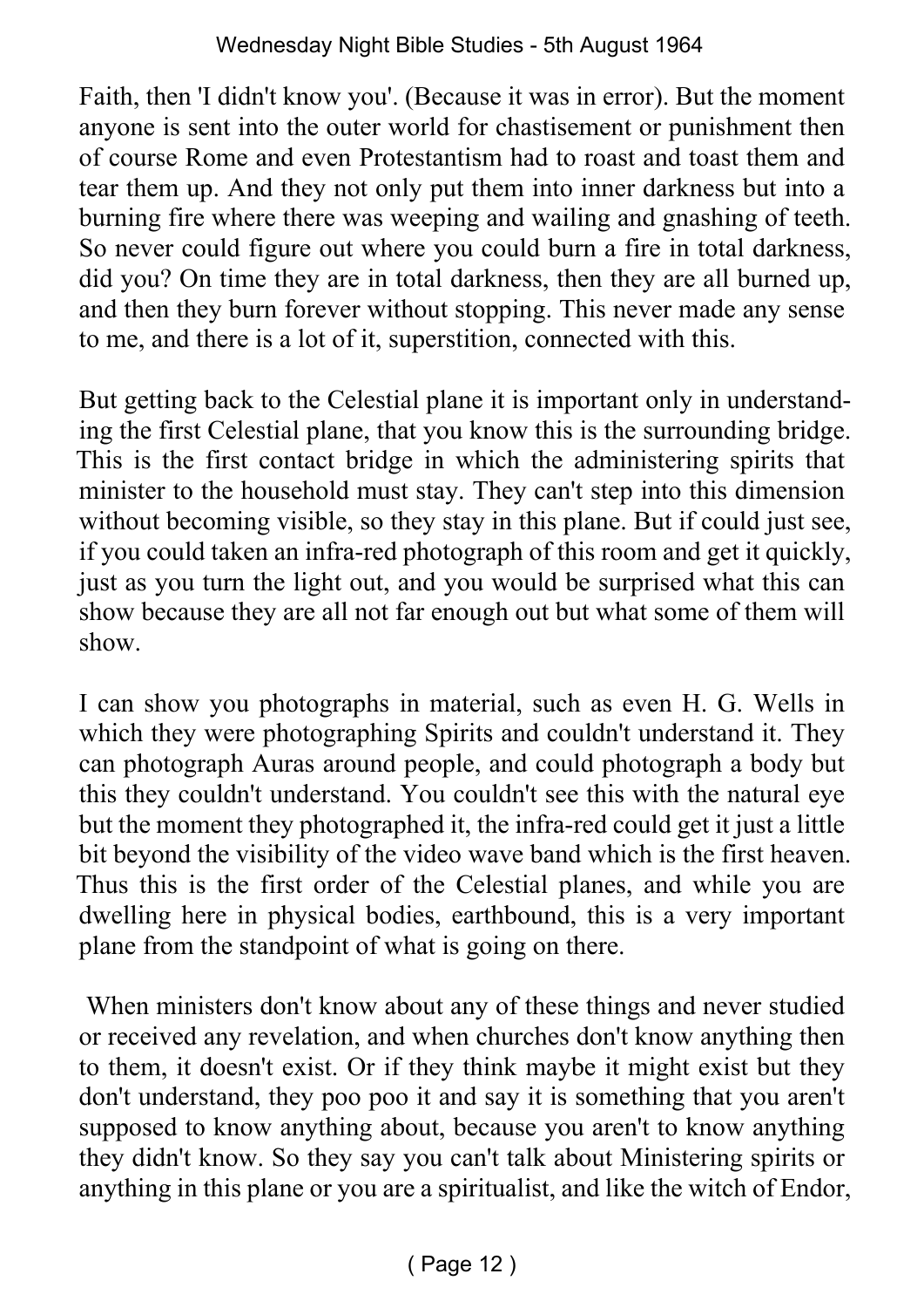Faith, then 'I didn't know you'. (Because it was in error). But the moment anyone is sent into the outer world for chastisement or punishment then of course Rome and even Protestantism had to roast and toast them and tear them up. And they not only put them into inner darkness but into a burning fire where there was weeping and wailing and gnashing of teeth. So never could figure out where you could burn a fire in total darkness, did you? On time they are in total darkness, then they are all burned up, and then they burn forever without stopping. This never made any sense to me, and there is a lot of it, superstition, connected with this.

But getting back to the Celestial plane it is important only in understanding the first Celestial plane, that you know this is the surrounding bridge. This is the first contact bridge in which the administering spirits that minister to the household must stay. They can't step into this dimension without becoming visible, so they stay in this plane. But if could just see, if you could taken an infra-red photograph of this room and get it quickly, just as you turn the light out, and you would be surprised what this can show because they are all not far enough out but what some of them will show.

I can show you photographs in material, such as even H. G. Wells in which they were photographing Spirits and couldn't understand it. They can photograph Auras around people, and could photograph a body but this they couldn't understand. You couldn't see this with the natural eye but the moment they photographed it, the infra-red could get it just a little bit beyond the visibility of the video wave band which is the first heaven. Thus this is the first order of the Celestial planes, and while you are dwelling here in physical bodies, earthbound, this is a very important plane from the standpoint of what is going on there.

When ministers don't know about any of these things and never studied or received any revelation, and when churches don't know anything then to them, it doesn't exist. Or if they think maybe it might exist but they don't understand, they poo poo it and say it is something that you aren't supposed to know anything about, because you aren't to know anything they didn't know. So they say you can't talk about Ministering spirits or anything in this plane or you are a spiritualist, and like the witch of Endor,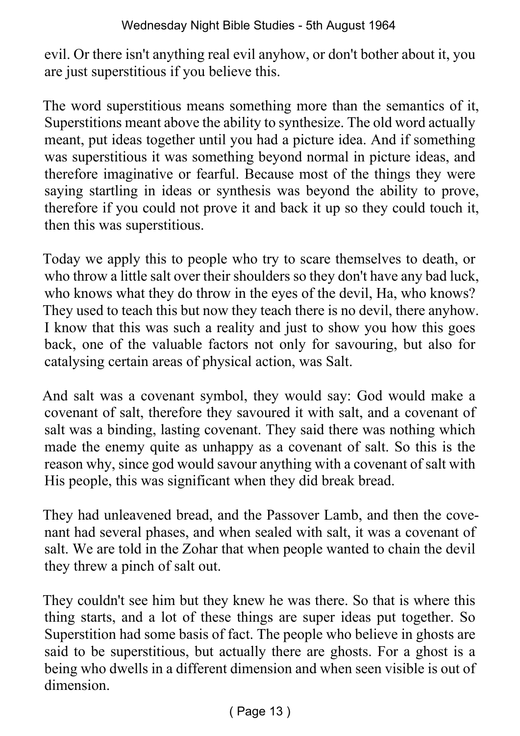evil. Or there isn't anything real evil anyhow, or don't bother about it, you are just superstitious if you believe this.

The word superstitious means something more than the semantics of it, Superstitions meant above the ability to synthesize. The old word actually meant, put ideas together until you had a picture idea. And if something was superstitious it was something beyond normal in picture ideas, and therefore imaginative or fearful. Because most of the things they were saying startling in ideas or synthesis was beyond the ability to prove, therefore if you could not prove it and back it up so they could touch it, then this was superstitious.

Today we apply this to people who try to scare themselves to death, or who throw a little salt over their shoulders so they don't have any bad luck, who knows what they do throw in the eyes of the devil, Ha, who knows? They used to teach this but now they teach there is no devil, there anyhow. I know that this was such a reality and just to show you how this goes back, one of the valuable factors not only for savouring, but also for catalysing certain areas of physical action, was Salt.

And salt was a covenant symbol, they would say: God would make a covenant of salt, therefore they savoured it with salt, and a covenant of salt was a binding, lasting covenant. They said there was nothing which made the enemy quite as unhappy as a covenant of salt. So this is the reason why, since god would savour anything with a covenant of salt with His people, this was significant when they did break bread.

They had unleavened bread, and the Passover Lamb, and then the covenant had several phases, and when sealed with salt, it was a covenant of salt. We are told in the Zohar that when people wanted to chain the devil they threw a pinch of salt out.

They couldn't see him but they knew he was there. So that is where this thing starts, and a lot of these things are super ideas put together. So Superstition had some basis of fact. The people who believe in ghosts are said to be superstitious, but actually there are ghosts. For a ghost is a being who dwells in a different dimension and when seen visible is out of dimension.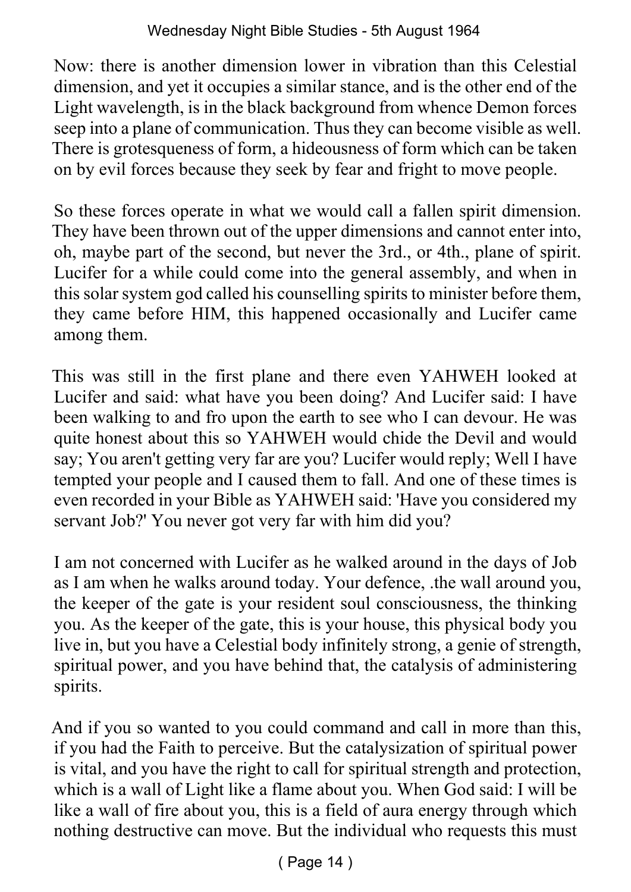Now: there is another dimension lower in vibration than this Celestial dimension, and yet it occupies a similar stance, and is the other end of the Light wavelength, is in the black background from whence Demon forces seep into a plane of communication. Thus they can become visible as well. There is grotesqueness of form, a hideousness of form which can be taken on by evil forces because they seek by fear and fright to move people.

So these forces operate in what we would call a fallen spirit dimension. They have been thrown out of the upper dimensions and cannot enter into, oh, maybe part of the second, but never the 3rd., or 4th., plane of spirit. Lucifer for a while could come into the general assembly, and when in this solar system god called his counselling spirits to minister before them, they came before HIM, this happened occasionally and Lucifer came among them.

This was still in the first plane and there even YAHWEH looked at Lucifer and said: what have you been doing? And Lucifer said: I have been walking to and fro upon the earth to see who I can devour. He was quite honest about this so YAHWEH would chide the Devil and would say; You aren't getting very far are you? Lucifer would reply; Well I have tempted your people and I caused them to fall. And one of these times is even recorded in your Bible as YAHWEH said: 'Have you considered my servant Job?' You never got very far with him did you?

I am not concerned with Lucifer as he walked around in the days of Job as I am when he walks around today. Your defence, .the wall around you, the keeper of the gate is your resident soul consciousness, the thinking you. As the keeper of the gate, this is your house, this physical body you live in, but you have a Celestial body infinitely strong, a genie of strength, spiritual power, and you have behind that, the catalysis of administering spirits.

And if you so wanted to you could command and call in more than this, if you had the Faith to perceive. But the catalysization of spiritual power is vital, and you have the right to call for spiritual strength and protection, which is a wall of Light like a flame about you. When God said: I will be like a wall of fire about you, this is a field of aura energy through which nothing destructive can move. But the individual who requests this must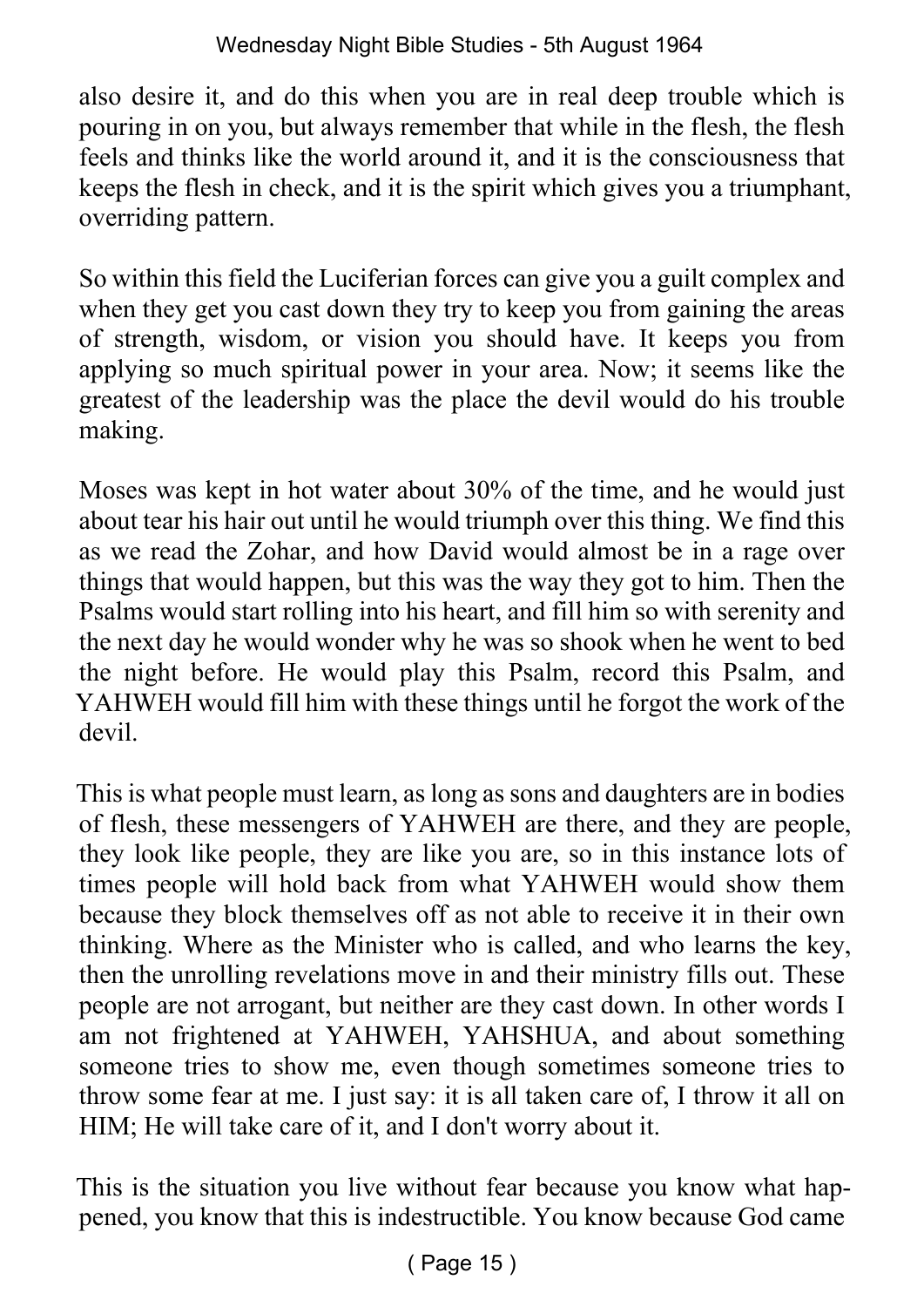also desire it, and do this when you are in real deep trouble which is pouring in on you, but always remember that while in the flesh, the flesh feels and thinks like the world around it, and it is the consciousness that keeps the flesh in check, and it is the spirit which gives you a triumphant, overriding pattern.

So within this field the Luciferian forces can give you a guilt complex and when they get you cast down they try to keep you from gaining the areas of strength, wisdom, or vision you should have. It keeps you from applying so much spiritual power in your area. Now; it seems like the greatest of the leadership was the place the devil would do his trouble making.

Moses was kept in hot water about 30% of the time, and he would just about tear his hair out until he would triumph over this thing. We find this as we read the Zohar, and how David would almost be in a rage over things that would happen, but this was the way they got to him. Then the Psalms would start rolling into his heart, and fill him so with serenity and the next day he would wonder why he was so shook when he went to bed the night before. He would play this Psalm, record this Psalm, and YAHWEH would fill him with these things until he forgot the work of the devil.

This is what people must learn, as long as sons and daughters are in bodies of flesh, these messengers of YAHWEH are there, and they are people, they look like people, they are like you are, so in this instance lots of times people will hold back from what YAHWEH would show them because they block themselves off as not able to receive it in their own thinking. Where as the Minister who is called, and who learns the key, then the unrolling revelations move in and their ministry fills out. These people are not arrogant, but neither are they cast down. In other words I am not frightened at YAHWEH, YAHSHUA, and about something someone tries to show me, even though sometimes someone tries to throw some fear at me. I just say: it is all taken care of, I throw it all on HIM; He will take care of it, and I don't worry about it.

This is the situation you live without fear because you know what happened, you know that this is indestructible. You know because God came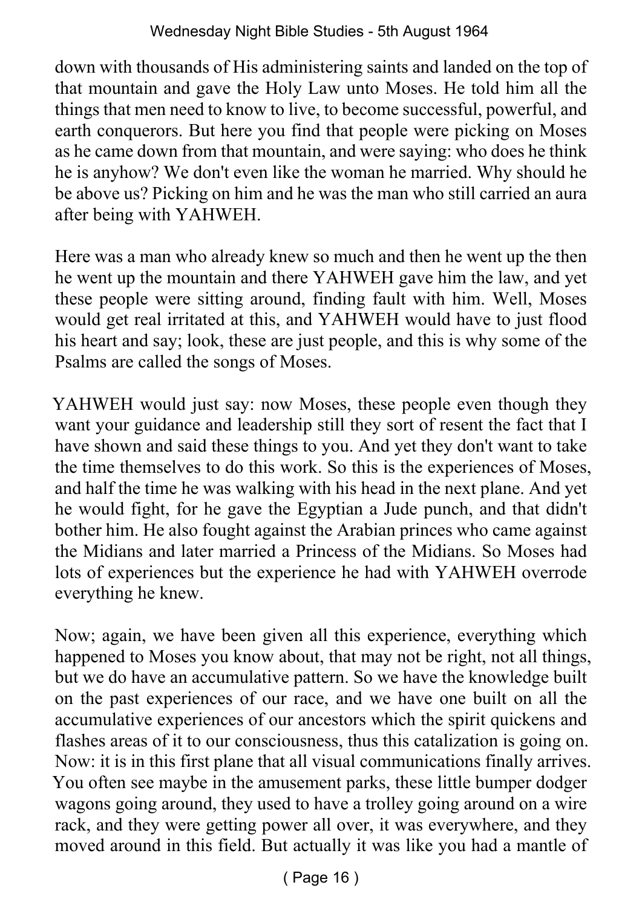down with thousands of His administering saints and landed on the top of that mountain and gave the Holy Law unto Moses. He told him all the things that men need to know to live, to become successful, powerful, and earth conquerors. But here you find that people were picking on Moses as he came down from that mountain, and were saying: who does he think he is anyhow? We don't even like the woman he married. Why should he be above us? Picking on him and he was the man who still carried an aura after being with YAHWEH.

Here was a man who already knew so much and then he went up the then he went up the mountain and there YAHWEH gave him the law, and yet these people were sitting around, finding fault with him. Well, Moses would get real irritated at this, and YAHWEH would have to just flood his heart and say; look, these are just people, and this is why some of the Psalms are called the songs of Moses.

YAHWEH would just say: now Moses, these people even though they want your guidance and leadership still they sort of resent the fact that I have shown and said these things to you. And yet they don't want to take the time themselves to do this work. So this is the experiences of Moses, and half the time he was walking with his head in the next plane. And yet he would fight, for he gave the Egyptian a Jude punch, and that didn't bother him. He also fought against the Arabian princes who came against the Midians and later married a Princess of the Midians. So Moses had lots of experiences but the experience he had with YAHWEH overrode everything he knew.

Now; again, we have been given all this experience, everything which happened to Moses you know about, that may not be right, not all things, but we do have an accumulative pattern. So we have the knowledge built on the past experiences of our race, and we have one built on all the accumulative experiences of our ancestors which the spirit quickens and flashes areas of it to our consciousness, thus this catalization is going on. Now: it is in this first plane that all visual communications finally arrives. You often see maybe in the amusement parks, these little bumper dodger wagons going around, they used to have a trolley going around on a wire rack, and they were getting power all over, it was everywhere, and they moved around in this field. But actually it was like you had a mantle of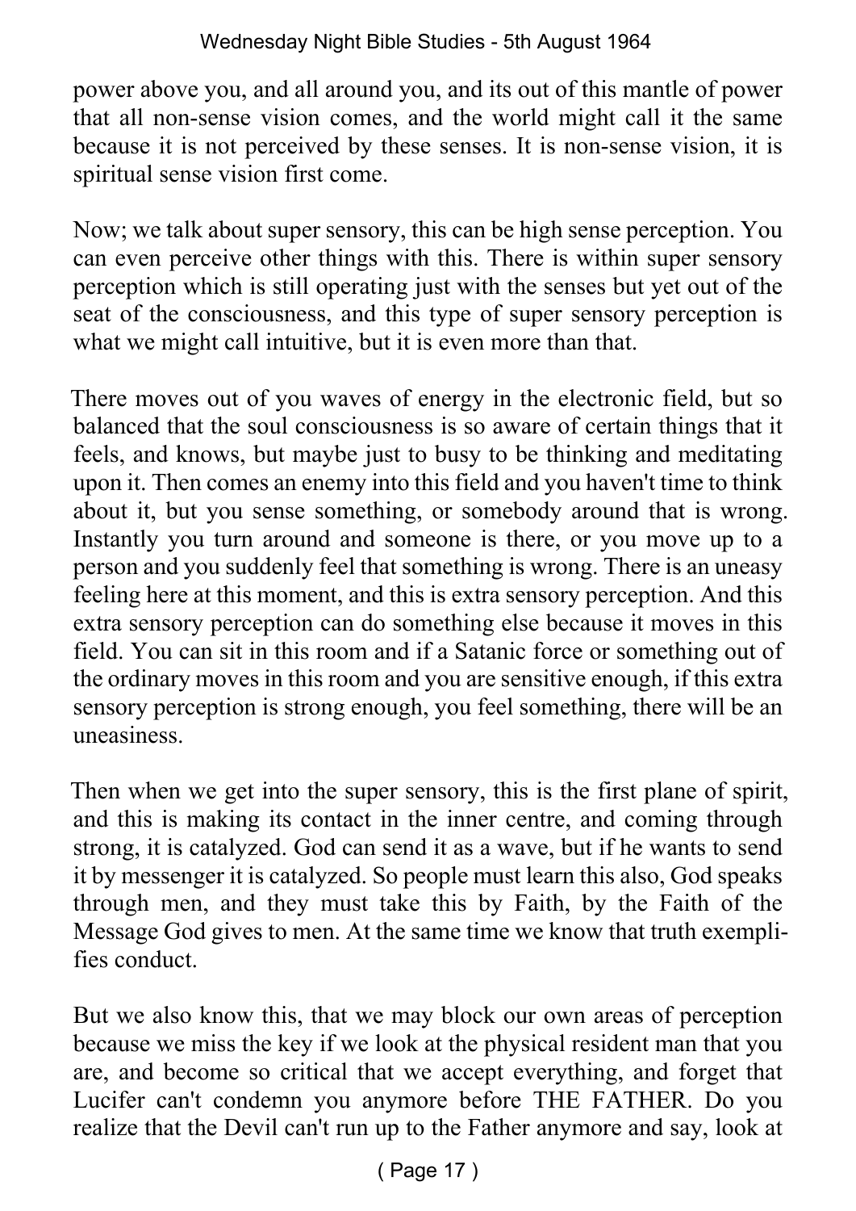power above you, and all around you, and its out of this mantle of power that all non-sense vision comes, and the world might call it the same because it is not perceived by these senses. It is non-sense vision, it is spiritual sense vision first come.

Now; we talk about super sensory, this can be high sense perception. You can even perceive other things with this. There is within super sensory perception which is still operating just with the senses but yet out of the seat of the consciousness, and this type of super sensory perception is what we might call intuitive, but it is even more than that.

There moves out of you waves of energy in the electronic field, but so balanced that the soul consciousness is so aware of certain things that it feels, and knows, but maybe just to busy to be thinking and meditating upon it. Then comes an enemy into this field and you haven't time to think about it, but you sense something, or somebody around that is wrong. Instantly you turn around and someone is there, or you move up to a person and you suddenly feel that something is wrong. There is an uneasy feeling here at this moment, and this is extra sensory perception. And this extra sensory perception can do something else because it moves in this field. You can sit in this room and if a Satanic force or something out of the ordinary moves in this room and you are sensitive enough, if this extra sensory perception is strong enough, you feel something, there will be an uneasiness.

Then when we get into the super sensory, this is the first plane of spirit, and this is making its contact in the inner centre, and coming through strong, it is catalyzed. God can send it as a wave, but if he wants to send it by messenger it is catalyzed. So people must learn this also, God speaks through men, and they must take this by Faith, by the Faith of the Message God gives to men. At the same time we know that truth exemplifies conduct.

But we also know this, that we may block our own areas of perception because we miss the key if we look at the physical resident man that you are, and become so critical that we accept everything, and forget that Lucifer can't condemn you anymore before THE FATHER. Do you realize that the Devil can't run up to the Father anymore and say, look at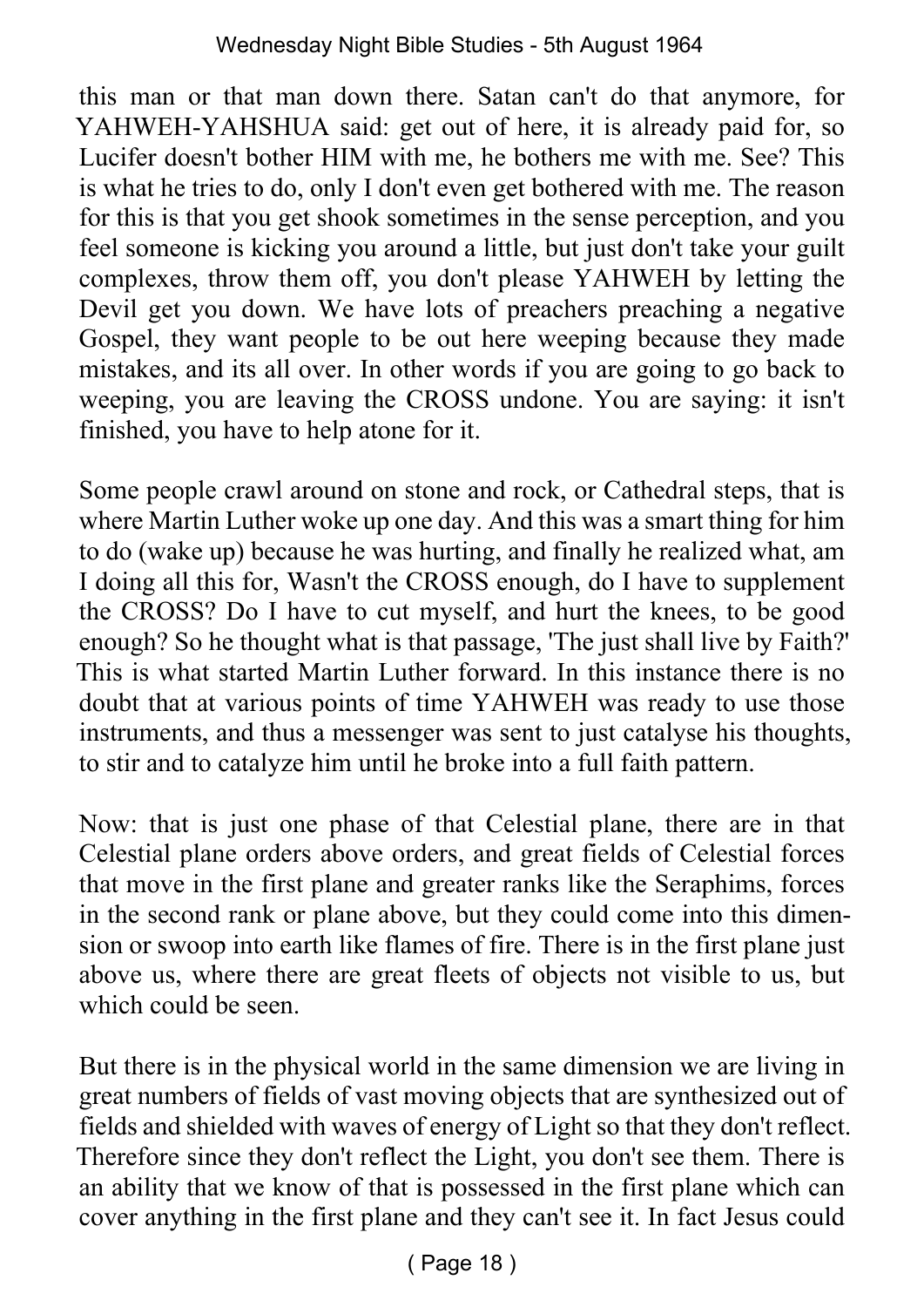this man or that man down there. Satan can't do that anymore, for YAHWEH-YAHSHUA said: get out of here, it is already paid for, so Lucifer doesn't bother HIM with me, he bothers me with me. See? This is what he tries to do, only I don't even get bothered with me. The reason for this is that you get shook sometimes in the sense perception, and you feel someone is kicking you around a little, but just don't take your guilt complexes, throw them off, you don't please YAHWEH by letting the Devil get you down. We have lots of preachers preaching a negative Gospel, they want people to be out here weeping because they made mistakes, and its all over. In other words if you are going to go back to weeping, you are leaving the CROSS undone. You are saying: it isn't finished, you have to help atone for it.

Some people crawl around on stone and rock, or Cathedral steps, that is where Martin Luther woke up one day. And this was a smart thing for him to do (wake up) because he was hurting, and finally he realized what, am I doing all this for, Wasn't the CROSS enough, do I have to supplement the CROSS? Do I have to cut myself, and hurt the knees, to be good enough? So he thought what is that passage, 'The just shall live by Faith?' This is what started Martin Luther forward. In this instance there is no doubt that at various points of time YAHWEH was ready to use those instruments, and thus a messenger was sent to just catalyse his thoughts, to stir and to catalyze him until he broke into a full faith pattern.

Now: that is just one phase of that Celestial plane, there are in that Celestial plane orders above orders, and great fields of Celestial forces that move in the first plane and greater ranks like the Seraphims, forces in the second rank or plane above, but they could come into this dimension or swoop into earth like flames of fire. There is in the first plane just above us, where there are great fleets of objects not visible to us, but which could be seen.

But there is in the physical world in the same dimension we are living in great numbers of fields of vast moving objects that are synthesized out of fields and shielded with waves of energy of Light so that they don't reflect. Therefore since they don't reflect the Light, you don't see them. There is an ability that we know of that is possessed in the first plane which can cover anything in the first plane and they can't see it. In fact Jesus could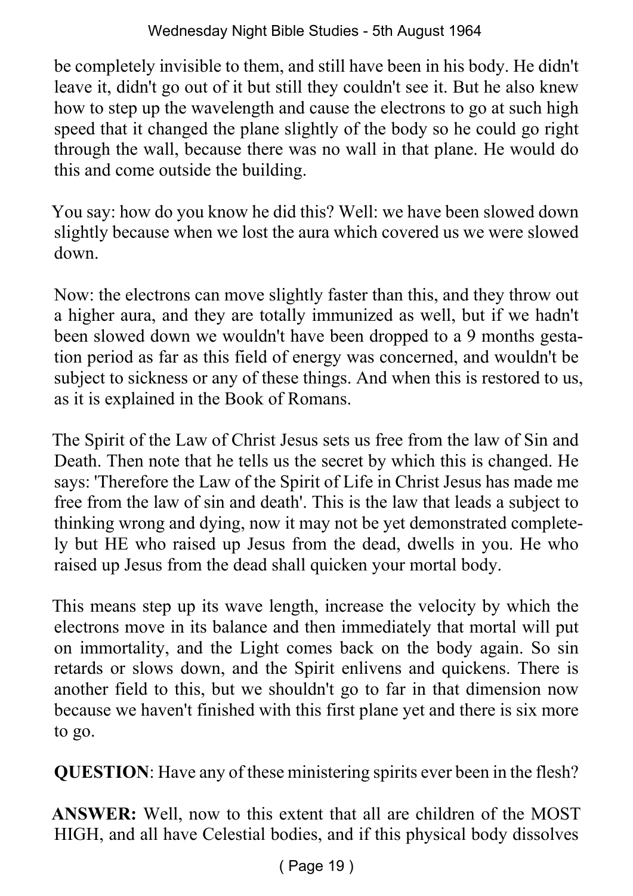be completely invisible to them, and still have been in his body. He didn't leave it, didn't go out of it but still they couldn't see it. But he also knew how to step up the wavelength and cause the electrons to go at such high speed that it changed the plane slightly of the body so he could go right through the wall, because there was no wall in that plane. He would do this and come outside the building.

You say: how do you know he did this? Well: we have been slowed down slightly because when we lost the aura which covered us we were slowed down.

Now: the electrons can move slightly faster than this, and they throw out a higher aura, and they are totally immunized as well, but if we hadn't been slowed down we wouldn't have been dropped to a 9 months gestation period as far as this field of energy was concerned, and wouldn't be subject to sickness or any of these things. And when this is restored to us, as it is explained in the Book of Romans.

The Spirit of the Law of Christ Jesus sets us free from the law of Sin and Death. Then note that he tells us the secret by which this is changed. He says: 'Therefore the Law of the Spirit of Life in Christ Jesus has made me free from the law of sin and death'. This is the law that leads a subject to thinking wrong and dying, now it may not be yet demonstrated completely but HE who raised up Jesus from the dead, dwells in you. He who raised up Jesus from the dead shall quicken your mortal body.

This means step up its wave length, increase the velocity by which the electrons move in its balance and then immediately that mortal will put on immortality, and the Light comes back on the body again. So sin retards or slows down, and the Spirit enlivens and quickens. There is another field to this, but we shouldn't go to far in that dimension now because we haven't finished with this first plane yet and there is six more to go.

**QUESTION**: Have any of these ministering spirits ever been in the flesh?

**ANSWER:** Well, now to this extent that all are children of the MOST HIGH, and all have Celestial bodies, and if this physical body dissolves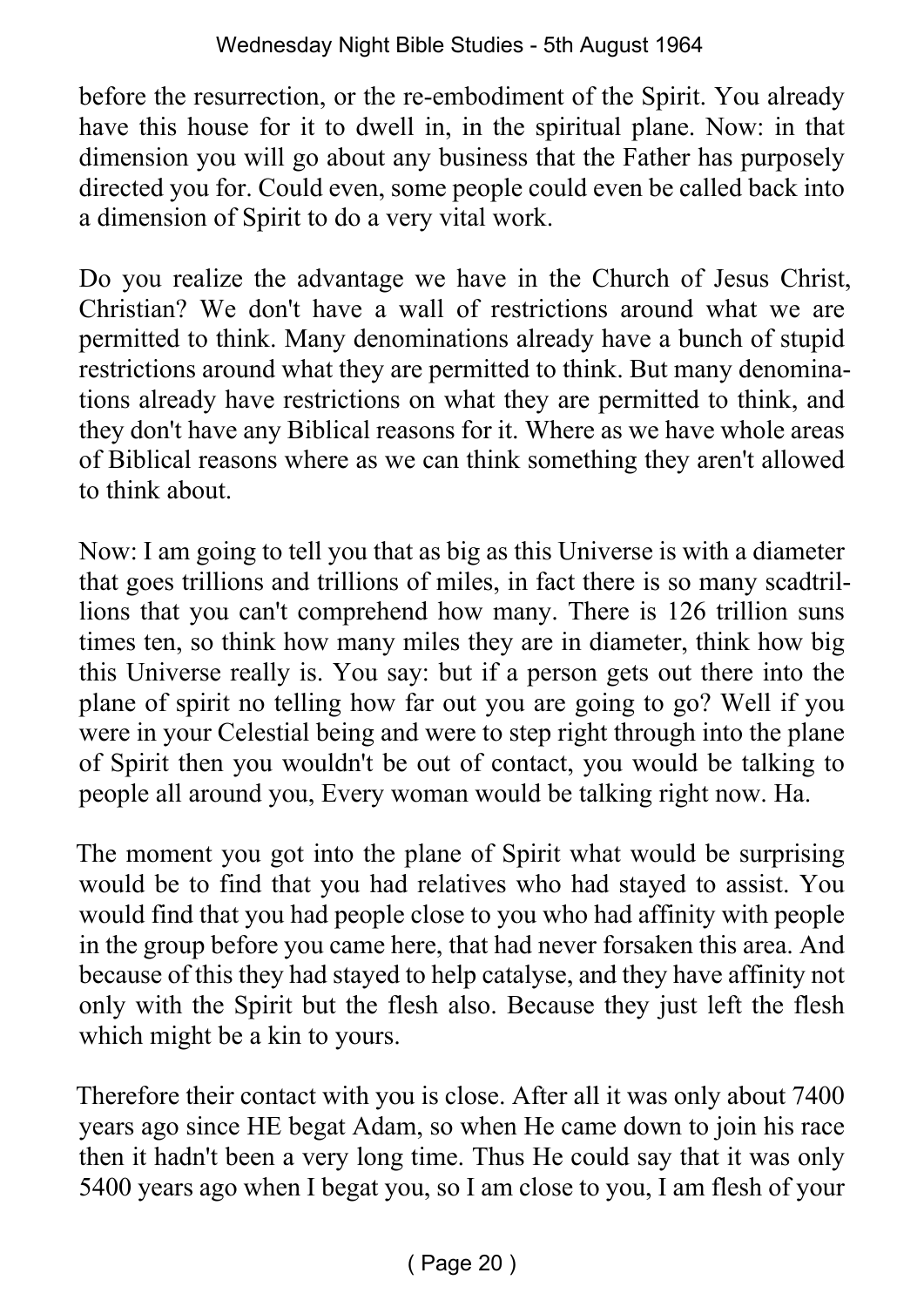before the resurrection, or the re-embodiment of the Spirit. You already have this house for it to dwell in, in the spiritual plane. Now: in that dimension you will go about any business that the Father has purposely directed you for. Could even, some people could even be called back into a dimension of Spirit to do a very vital work.

Do you realize the advantage we have in the Church of Jesus Christ, Christian? We don't have a wall of restrictions around what we are permitted to think. Many denominations already have a bunch of stupid restrictions around what they are permitted to think. But many denominations already have restrictions on what they are permitted to think, and they don't have any Biblical reasons for it. Where as we have whole areas of Biblical reasons where as we can think something they aren't allowed to think about.

Now: I am going to tell you that as big as this Universe is with a diameter that goes trillions and trillions of miles, in fact there is so many scadtrillions that you can't comprehend how many. There is 126 trillion suns times ten, so think how many miles they are in diameter, think how big this Universe really is. You say: but if a person gets out there into the plane of spirit no telling how far out you are going to go? Well if you were in your Celestial being and were to step right through into the plane of Spirit then you wouldn't be out of contact, you would be talking to people all around you, Every woman would be talking right now. Ha.

The moment you got into the plane of Spirit what would be surprising would be to find that you had relatives who had stayed to assist. You would find that you had people close to you who had affinity with people in the group before you came here, that had never forsaken this area. And because of this they had stayed to help catalyse, and they have affinity not only with the Spirit but the flesh also. Because they just left the flesh which might be a kin to yours.

Therefore their contact with you is close. After all it was only about 7400 years ago since HE begat Adam, so when He came down to join his race then it hadn't been a very long time. Thus He could say that it was only 5400 years ago when I begat you, so I am close to you, I am flesh of your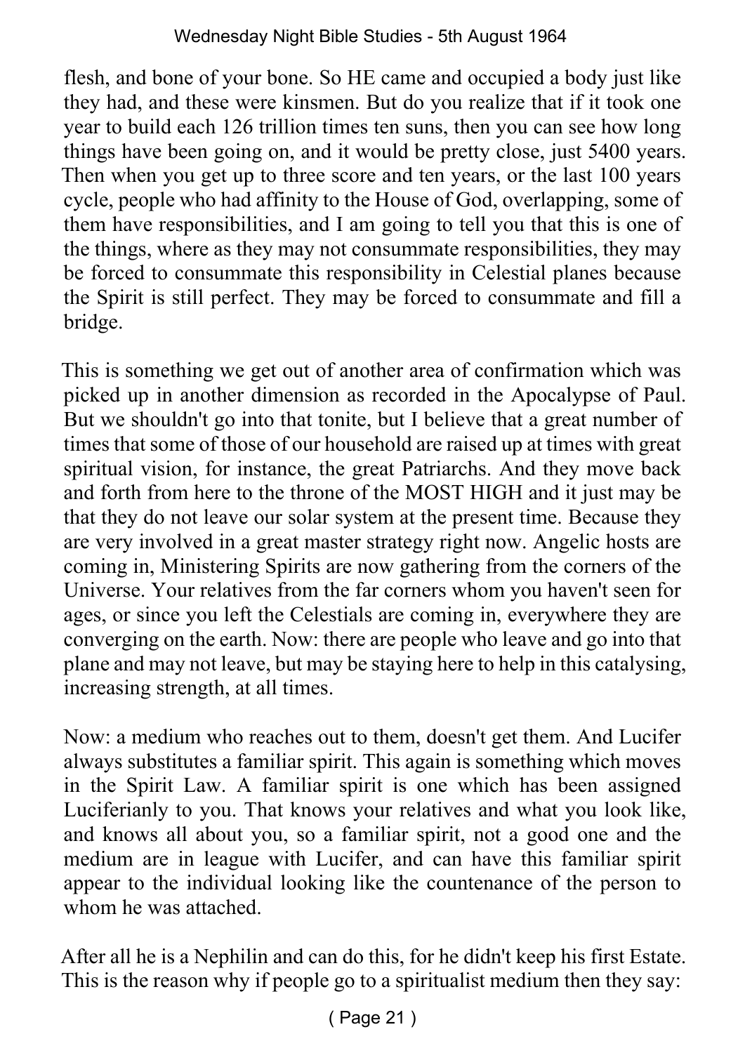flesh, and bone of your bone. So HE came and occupied a body just like they had, and these were kinsmen. But do you realize that if it took one year to build each 126 trillion times ten suns, then you can see how long things have been going on, and it would be pretty close, just 5400 years. Then when you get up to three score and ten years, or the last 100 years cycle, people who had affinity to the House of God, overlapping, some of them have responsibilities, and I am going to tell you that this is one of the things, where as they may not consummate responsibilities, they may be forced to consummate this responsibility in Celestial planes because the Spirit is still perfect. They may be forced to consummate and fill a bridge.

This is something we get out of another area of confirmation which was picked up in another dimension as recorded in the Apocalypse of Paul. But we shouldn't go into that tonite, but I believe that a great number of times that some of those of our household are raised up at times with great spiritual vision, for instance, the great Patriarchs. And they move back and forth from here to the throne of the MOST HIGH and it just may be that they do not leave our solar system at the present time. Because they are very involved in a great master strategy right now. Angelic hosts are coming in, Ministering Spirits are now gathering from the corners of the Universe. Your relatives from the far corners whom you haven't seen for ages, or since you left the Celestials are coming in, everywhere they are converging on the earth. Now: there are people who leave and go into that plane and may not leave, but may be staying here to help in this catalysing, increasing strength, at all times.

Now: a medium who reaches out to them, doesn't get them. And Lucifer always substitutes a familiar spirit. This again is something which moves in the Spirit Law. A familiar spirit is one which has been assigned Luciferianly to you. That knows your relatives and what you look like, and knows all about you, so a familiar spirit, not a good one and the medium are in league with Lucifer, and can have this familiar spirit appear to the individual looking like the countenance of the person to whom he was attached.

After all he is a Nephilin and can do this, for he didn't keep his first Estate. This is the reason why if people go to a spiritualist medium then they say: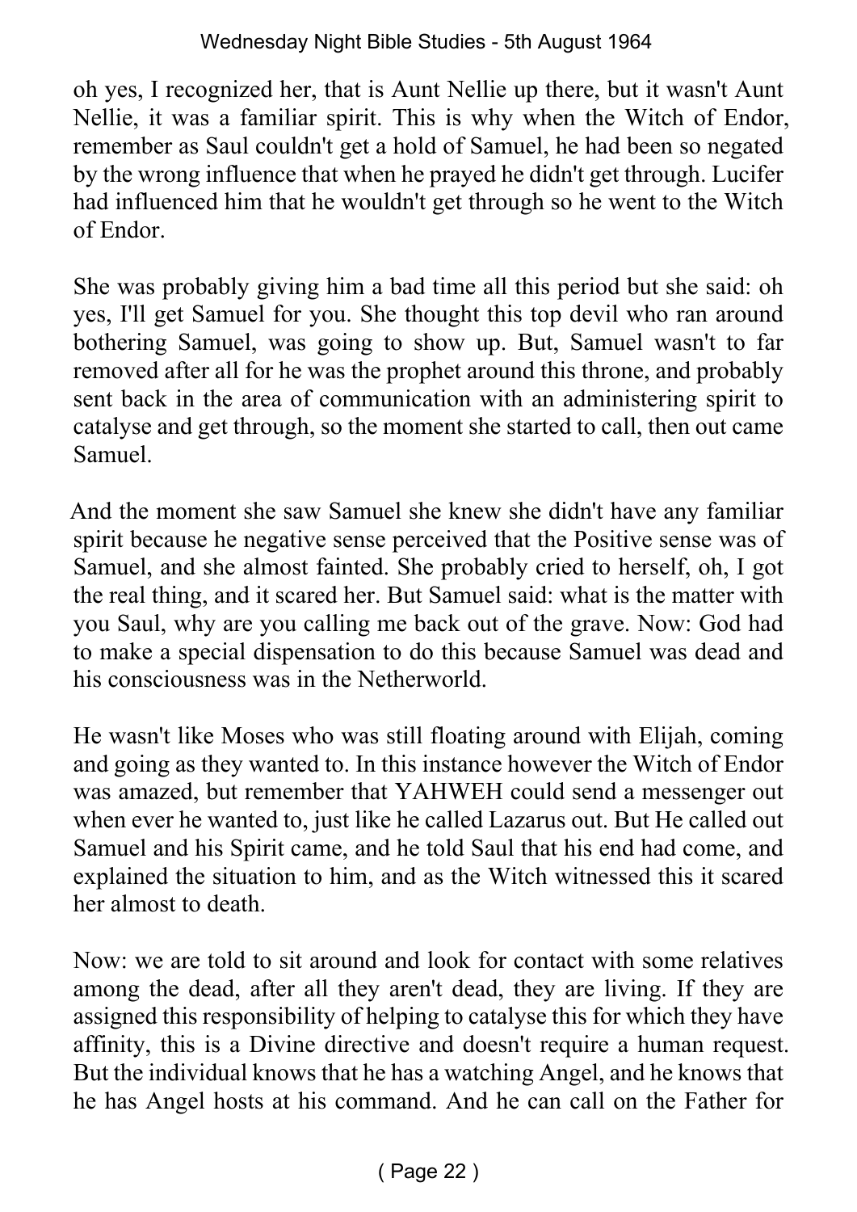oh yes, I recognized her, that is Aunt Nellie up there, but it wasn't Aunt Nellie, it was a familiar spirit. This is why when the Witch of Endor, remember as Saul couldn't get a hold of Samuel, he had been so negated by the wrong influence that when he prayed he didn't get through. Lucifer had influenced him that he wouldn't get through so he went to the Witch of Endor.

She was probably giving him a bad time all this period but she said: oh yes, I'll get Samuel for you. She thought this top devil who ran around bothering Samuel, was going to show up. But, Samuel wasn't to far removed after all for he was the prophet around this throne, and probably sent back in the area of communication with an administering spirit to catalyse and get through, so the moment she started to call, then out came Samuel.

And the moment she saw Samuel she knew she didn't have any familiar spirit because he negative sense perceived that the Positive sense was of Samuel, and she almost fainted. She probably cried to herself, oh, I got the real thing, and it scared her. But Samuel said: what is the matter with you Saul, why are you calling me back out of the grave. Now: God had to make a special dispensation to do this because Samuel was dead and his consciousness was in the Netherworld.

He wasn't like Moses who was still floating around with Elijah, coming and going as they wanted to. In this instance however the Witch of Endor was amazed, but remember that YAHWEH could send a messenger out when ever he wanted to, just like he called Lazarus out. But He called out Samuel and his Spirit came, and he told Saul that his end had come, and explained the situation to him, and as the Witch witnessed this it scared her almost to death.

Now: we are told to sit around and look for contact with some relatives among the dead, after all they aren't dead, they are living. If they are assigned this responsibility of helping to catalyse this for which they have affinity, this is a Divine directive and doesn't require a human request. But the individual knows that he has a watching Angel, and he knows that he has Angel hosts at his command. And he can call on the Father for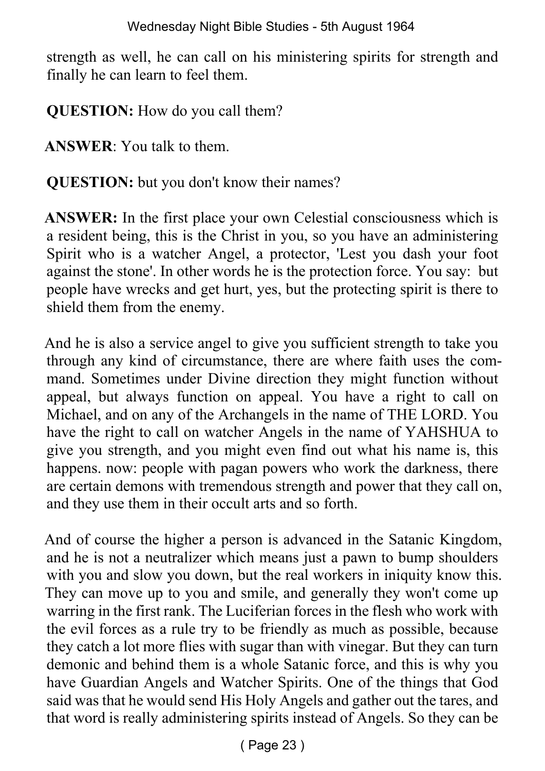strength as well, he can call on his ministering spirits for strength and finally he can learn to feel them.

**QUESTION:** How do you call them?

**ANSWER**: You talk to them.

**QUESTION:** but you don't know their names?

**ANSWER:** In the first place your own Celestial consciousness which is a resident being, this is the Christ in you, so you have an administering Spirit who is a watcher Angel, a protector, 'Lest you dash your foot against the stone'. In other words he is the protection force. You say: but people have wrecks and get hurt, yes, but the protecting spirit is there to shield them from the enemy.

And he is also a service angel to give you sufficient strength to take you through any kind of circumstance, there are where faith uses the command. Sometimes under Divine direction they might function without appeal, but always function on appeal. You have a right to call on Michael, and on any of the Archangels in the name of THE LORD. You have the right to call on watcher Angels in the name of YAHSHUA to give you strength, and you might even find out what his name is, this happens. now: people with pagan powers who work the darkness, there are certain demons with tremendous strength and power that they call on, and they use them in their occult arts and so forth.

And of course the higher a person is advanced in the Satanic Kingdom, and he is not a neutralizer which means just a pawn to bump shoulders with you and slow you down, but the real workers in iniquity know this. They can move up to you and smile, and generally they won't come up warring in the first rank. The Luciferian forces in the flesh who work with the evil forces as a rule try to be friendly as much as possible, because they catch a lot more flies with sugar than with vinegar. But they can turn demonic and behind them is a whole Satanic force, and this is why you have Guardian Angels and Watcher Spirits. One of the things that God said was that he would send His Holy Angels and gather out the tares, and that word is really administering spirits instead of Angels. So they can be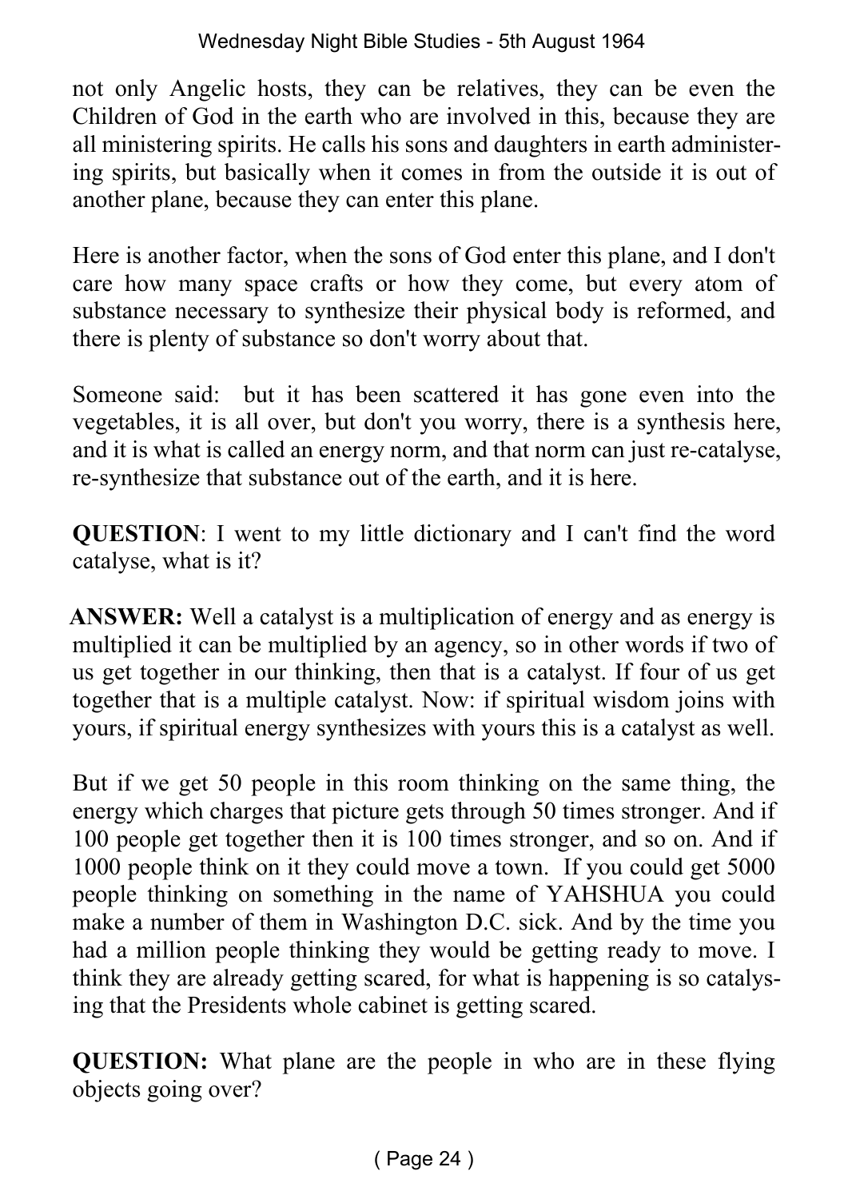not only Angelic hosts, they can be relatives, they can be even the Children of God in the earth who are involved in this, because they are all ministering spirits. He calls his sons and daughters in earth administering spirits, but basically when it comes in from the outside it is out of another plane, because they can enter this plane.

Here is another factor, when the sons of God enter this plane, and I don't care how many space crafts or how they come, but every atom of substance necessary to synthesize their physical body is reformed, and there is plenty of substance so don't worry about that.

Someone said: but it has been scattered it has gone even into the vegetables, it is all over, but don't you worry, there is a synthesis here, and it is what is called an energy norm, and that norm can just re-catalyse, re-synthesize that substance out of the earth, and it is here.

**QUESTION**: I went to my little dictionary and I can't find the word catalyse, what is it?

**ANSWER:** Well a catalyst is a multiplication of energy and as energy is multiplied it can be multiplied by an agency, so in other words if two of us get together in our thinking, then that is a catalyst. If four of us get together that is a multiple catalyst. Now: if spiritual wisdom joins with yours, if spiritual energy synthesizes with yours this is a catalyst as well.

But if we get 50 people in this room thinking on the same thing, the energy which charges that picture gets through 50 times stronger. And if 100 people get together then it is 100 times stronger, and so on. And if 1000 people think on it they could move a town. If you could get 5000 people thinking on something in the name of YAHSHUA you could make a number of them in Washington D.C. sick. And by the time you had a million people thinking they would be getting ready to move. I think they are already getting scared, for what is happening is so catalysing that the Presidents whole cabinet is getting scared.

**QUESTION:** What plane are the people in who are in these flying objects going over?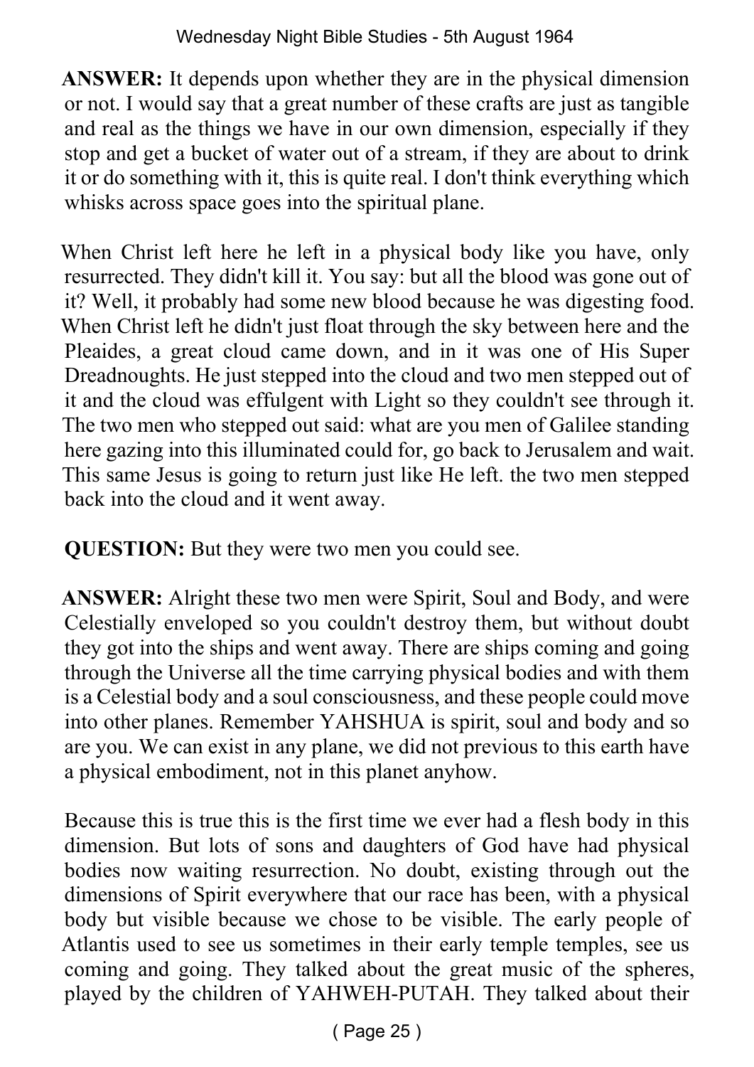**ANSWER:** It depends upon whether they are in the physical dimension or not. I would say that a great number of these crafts are just as tangible and real as the things we have in our own dimension, especially if they stop and get a bucket of water out of a stream, if they are about to drink it or do something with it, this is quite real. I don't think everything which whisks across space goes into the spiritual plane.

When Christ left here he left in a physical body like you have, only resurrected. They didn't kill it. You say: but all the blood was gone out of it? Well, it probably had some new blood because he was digesting food. When Christ left he didn't just float through the sky between here and the Pleaides, a great cloud came down, and in it was one of His Super Dreadnoughts. He just stepped into the cloud and two men stepped out of it and the cloud was effulgent with Light so they couldn't see through it. The two men who stepped out said: what are you men of Galilee standing here gazing into this illuminated could for, go back to Jerusalem and wait. This same Jesus is going to return just like He left. the two men stepped back into the cloud and it went away.

**QUESTION:** But they were two men you could see.

**ANSWER:** Alright these two men were Spirit, Soul and Body, and were Celestially enveloped so you couldn't destroy them, but without doubt they got into the ships and went away. There are ships coming and going through the Universe all the time carrying physical bodies and with them is a Celestial body and a soul consciousness, and these people could move into other planes. Remember YAHSHUA is spirit, soul and body and so are you. We can exist in any plane, we did not previous to this earth have a physical embodiment, not in this planet anyhow.

Because this is true this is the first time we ever had a flesh body in this dimension. But lots of sons and daughters of God have had physical bodies now waiting resurrection. No doubt, existing through out the dimensions of Spirit everywhere that our race has been, with a physical body but visible because we chose to be visible. The early people of Atlantis used to see us sometimes in their early temple temples, see us coming and going. They talked about the great music of the spheres, played by the children of YAHWEH-PUTAH. They talked about their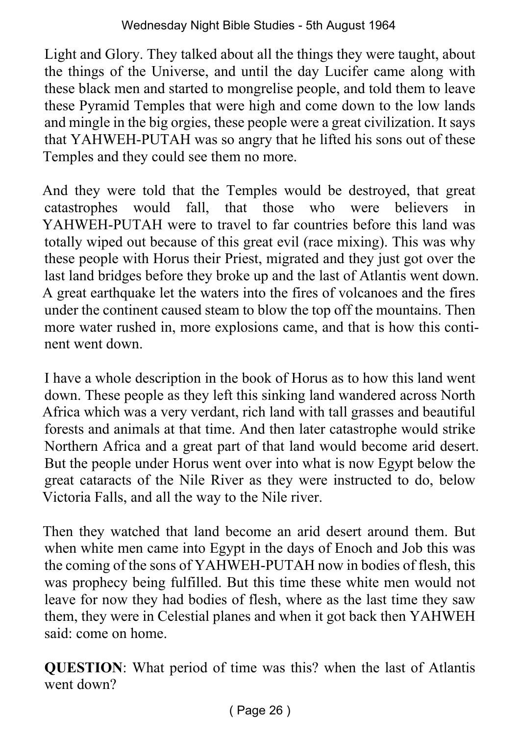Light and Glory. They talked about all the things they were taught, about the things of the Universe, and until the day Lucifer came along with these black men and started to mongrelise people, and told them to leave these Pyramid Temples that were high and come down to the low lands and mingle in the big orgies, these people were a great civilization. It says that YAHWEH-PUTAH was so angry that he lifted his sons out of these Temples and they could see them no more.

And they were told that the Temples would be destroyed, that great catastrophes would fall, that those who were believers in YAHWEH-PUTAH were to travel to far countries before this land was totally wiped out because of this great evil (race mixing). This was why these people with Horus their Priest, migrated and they just got over the last land bridges before they broke up and the last of Atlantis went down. A great earthquake let the waters into the fires of volcanoes and the fires under the continent caused steam to blow the top off the mountains. Then more water rushed in, more explosions came, and that is how this continent went down.

I have a whole description in the book of Horus as to how this land went down. These people as they left this sinking land wandered across North Africa which was a very verdant, rich land with tall grasses and beautiful forests and animals at that time. And then later catastrophe would strike Northern Africa and a great part of that land would become arid desert. But the people under Horus went over into what is now Egypt below the great cataracts of the Nile River as they were instructed to do, below Victoria Falls, and all the way to the Nile river.

Then they watched that land become an arid desert around them. But when white men came into Egypt in the days of Enoch and Job this was the coming of the sons of YAHWEH-PUTAH now in bodies of flesh, this was prophecy being fulfilled. But this time these white men would not leave for now they had bodies of flesh, where as the last time they saw them, they were in Celestial planes and when it got back then YAHWEH said: come on home.

**QUESTION**: What period of time was this? when the last of Atlantis went down?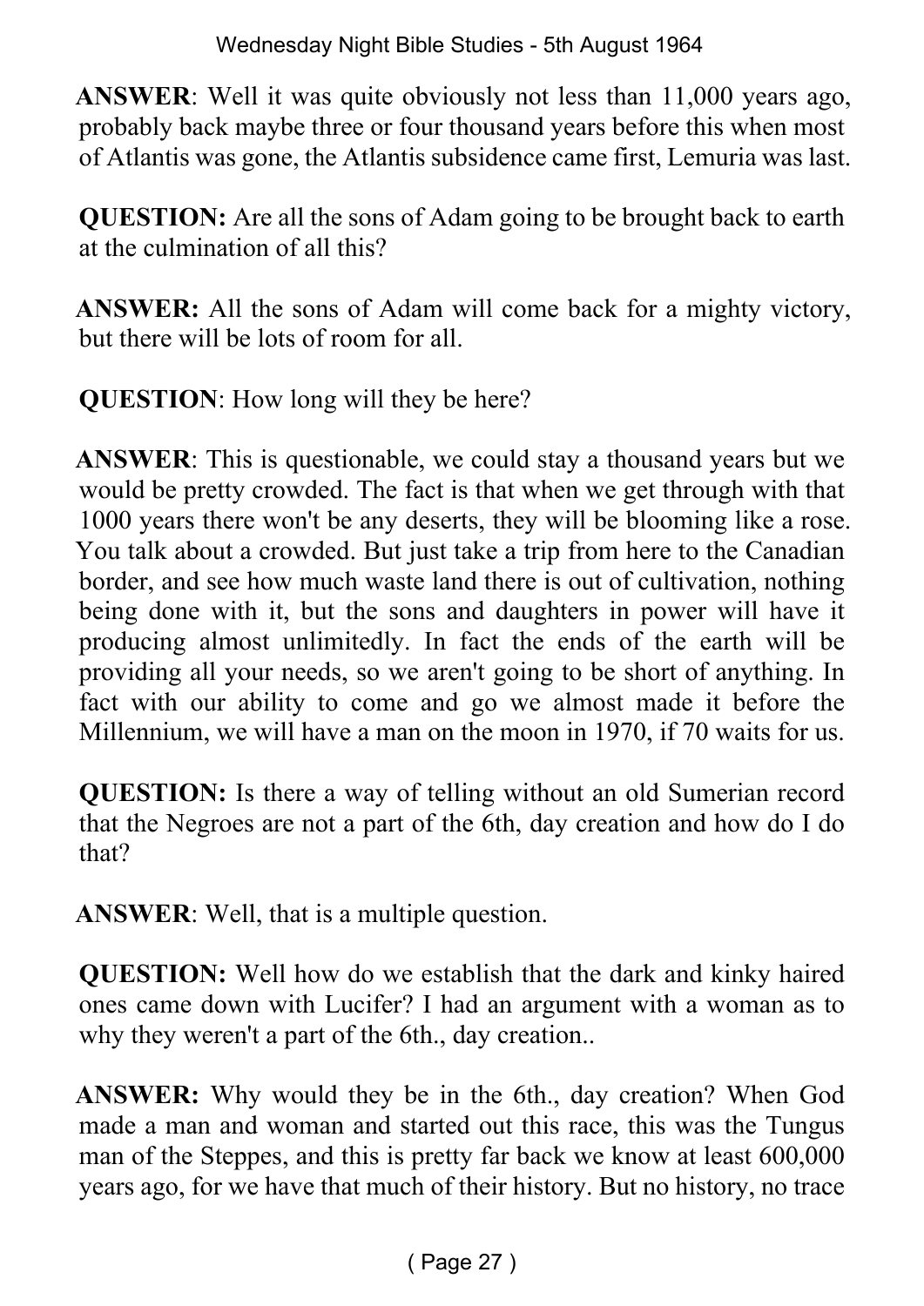**ANSWER**: Well it was quite obviously not less than 11,000 years ago, probably back maybe three or four thousand years before this when most of Atlantis was gone, the Atlantis subsidence came first, Lemuria was last.

**QUESTION:** Are all the sons of Adam going to be brought back to earth at the culmination of all this?

**ANSWER:** All the sons of Adam will come back for a mighty victory, but there will be lots of room for all.

**QUESTION**: How long will they be here?

**ANSWER**: This is questionable, we could stay a thousand years but we would be pretty crowded. The fact is that when we get through with that 1000 years there won't be any deserts, they will be blooming like a rose. You talk about a crowded. But just take a trip from here to the Canadian border, and see how much waste land there is out of cultivation, nothing being done with it, but the sons and daughters in power will have it producing almost unlimitedly. In fact the ends of the earth will be providing all your needs, so we aren't going to be short of anything. In fact with our ability to come and go we almost made it before the Millennium, we will have a man on the moon in 1970, if 70 waits for us.

**QUESTION:** Is there a way of telling without an old Sumerian record that the Negroes are not a part of the 6th, day creation and how do I do that?

**ANSWER**: Well, that is a multiple question.

**QUESTION:** Well how do we establish that the dark and kinky haired ones came down with Lucifer? I had an argument with a woman as to why they weren't a part of the 6th., day creation..

**ANSWER:** Why would they be in the 6th., day creation? When God made a man and woman and started out this race, this was the Tungus man of the Steppes, and this is pretty far back we know at least 600,000 years ago, for we have that much of their history. But no history, no trace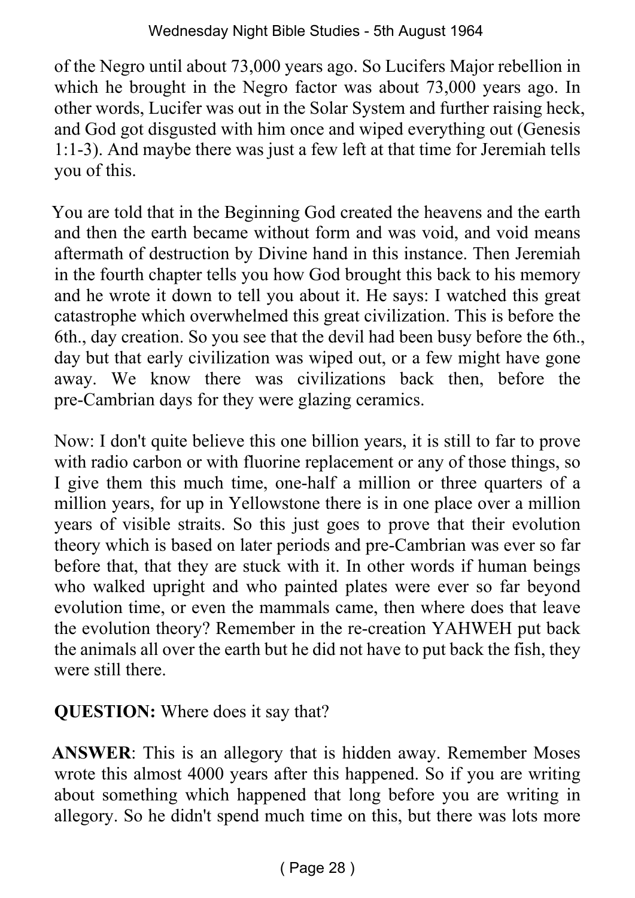of the Negro until about 73,000 years ago. So Lucifers Major rebellion in which he brought in the Negro factor was about 73,000 years ago. In other words, Lucifer was out in the Solar System and further raising heck, and God got disgusted with him once and wiped everything out (Genesis 1:1-3). And maybe there was just a few left at that time for Jeremiah tells you of this.

You are told that in the Beginning God created the heavens and the earth and then the earth became without form and was void, and void means aftermath of destruction by Divine hand in this instance. Then Jeremiah in the fourth chapter tells you how God brought this back to his memory and he wrote it down to tell you about it. He says: I watched this great catastrophe which overwhelmed this great civilization. This is before the 6th., day creation. So you see that the devil had been busy before the 6th., day but that early civilization was wiped out, or a few might have gone away. We know there was civilizations back then, before the pre-Cambrian days for they were glazing ceramics.

Now: I don't quite believe this one billion years, it is still to far to prove with radio carbon or with fluorine replacement or any of those things, so I give them this much time, one-half a million or three quarters of a million years, for up in Yellowstone there is in one place over a million years of visible straits. So this just goes to prove that their evolution theory which is based on later periods and pre-Cambrian was ever so far before that, that they are stuck with it. In other words if human beings who walked upright and who painted plates were ever so far beyond evolution time, or even the mammals came, then where does that leave the evolution theory? Remember in the re-creation YAHWEH put back the animals all over the earth but he did not have to put back the fish, they were still there.

**QUESTION:** Where does it say that?

**ANSWER**: This is an allegory that is hidden away. Remember Moses wrote this almost 4000 years after this happened. So if you are writing about something which happened that long before you are writing in allegory. So he didn't spend much time on this, but there was lots more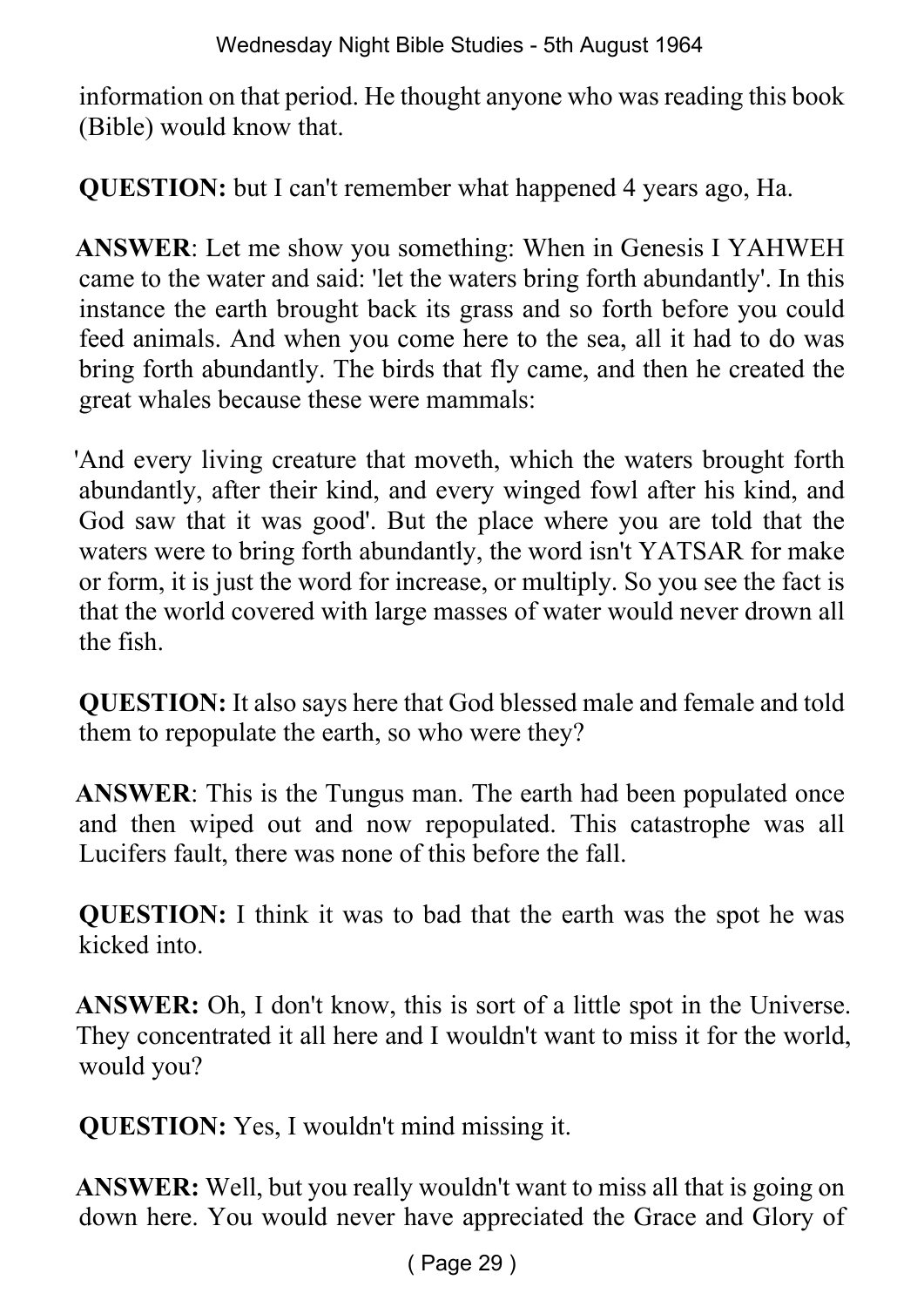information on that period. He thought anyone who was reading this book (Bible) would know that.

**QUESTION:** but I can't remember what happened 4 years ago, Ha.

**ANSWER**: Let me show you something: When in Genesis I YAHWEH came to the water and said: 'let the waters bring forth abundantly'. In this instance the earth brought back its grass and so forth before you could feed animals. And when you come here to the sea, all it had to do was bring forth abundantly. The birds that fly came, and then he created the great whales because these were mammals:

'And every living creature that moveth, which the waters brought forth abundantly, after their kind, and every winged fowl after his kind, and God saw that it was good'. But the place where you are told that the waters were to bring forth abundantly, the word isn't YATSAR for make or form, it is just the word for increase, or multiply. So you see the fact is that the world covered with large masses of water would never drown all the fish.

**QUESTION:** It also says here that God blessed male and female and told them to repopulate the earth, so who were they?

**ANSWER**: This is the Tungus man. The earth had been populated once and then wiped out and now repopulated. This catastrophe was all Lucifers fault, there was none of this before the fall.

**QUESTION:** I think it was to bad that the earth was the spot he was kicked into.

**ANSWER:** Oh, I don't know, this is sort of a little spot in the Universe. They concentrated it all here and I wouldn't want to miss it for the world, would you?

**QUESTION:** Yes, I wouldn't mind missing it.

**ANSWER:** Well, but you really wouldn't want to miss all that is going on down here. You would never have appreciated the Grace and Glory of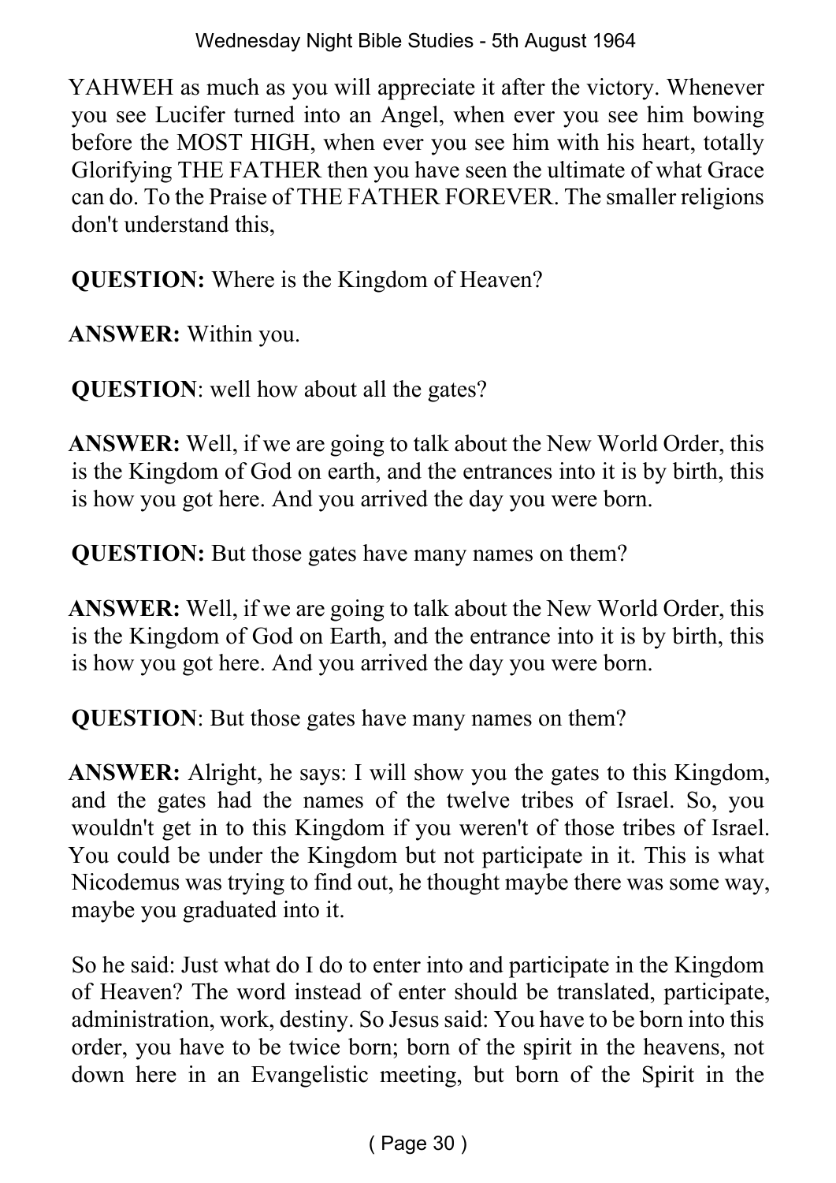YAHWEH as much as you will appreciate it after the victory. Whenever you see Lucifer turned into an Angel, when ever you see him bowing before the MOST HIGH, when ever you see him with his heart, totally Glorifying THE FATHER then you have seen the ultimate of what Grace can do. To the Praise of THE FATHER FOREVER. The smaller religions don't understand this,

**QUESTION:** Where is the Kingdom of Heaven?

**ANSWER:** Within you.

**QUESTION**: well how about all the gates?

**ANSWER:** Well, if we are going to talk about the New World Order, this is the Kingdom of God on earth, and the entrances into it is by birth, this is how you got here. And you arrived the day you were born.

**QUESTION:** But those gates have many names on them?

**ANSWER:** Well, if we are going to talk about the New World Order, this is the Kingdom of God on Earth, and the entrance into it is by birth, this is how you got here. And you arrived the day you were born.

**QUESTION**: But those gates have many names on them?

**ANSWER:** Alright, he says: I will show you the gates to this Kingdom, and the gates had the names of the twelve tribes of Israel. So, you wouldn't get in to this Kingdom if you weren't of those tribes of Israel. You could be under the Kingdom but not participate in it. This is what Nicodemus was trying to find out, he thought maybe there was some way, maybe you graduated into it.

So he said: Just what do I do to enter into and participate in the Kingdom of Heaven? The word instead of enter should be translated, participate, administration, work, destiny. So Jesus said: You have to be born into this order, you have to be twice born; born of the spirit in the heavens, not down here in an Evangelistic meeting, but born of the Spirit in the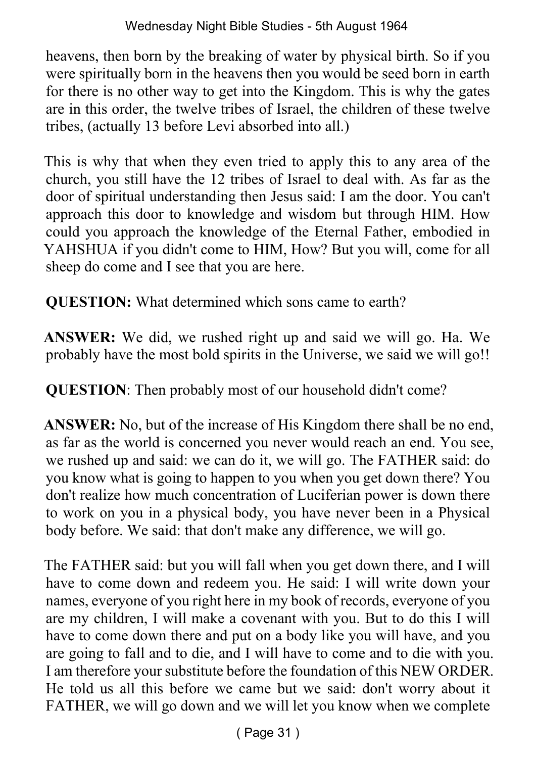heavens, then born by the breaking of water by physical birth. So if you were spiritually born in the heavens then you would be seed born in earth for there is no other way to get into the Kingdom. This is why the gates are in this order, the twelve tribes of Israel, the children of these twelve tribes, (actually 13 before Levi absorbed into all.)

This is why that when they even tried to apply this to any area of the church, you still have the 12 tribes of Israel to deal with. As far as the door of spiritual understanding then Jesus said: I am the door. You can't approach this door to knowledge and wisdom but through HIM. How could you approach the knowledge of the Eternal Father, embodied in YAHSHUA if you didn't come to HIM, How? But you will, come for all sheep do come and I see that you are here.

**QUESTION:** What determined which sons came to earth?

**ANSWER:** We did, we rushed right up and said we will go. Ha. We probably have the most bold spirits in the Universe, we said we will go!!

**QUESTION**: Then probably most of our household didn't come?

**ANSWER:** No, but of the increase of His Kingdom there shall be no end, as far as the world is concerned you never would reach an end. You see, we rushed up and said: we can do it, we will go. The FATHER said: do you know what is going to happen to you when you get down there? You don't realize how much concentration of Luciferian power is down there to work on you in a physical body, you have never been in a Physical body before. We said: that don't make any difference, we will go.

The FATHER said: but you will fall when you get down there, and I will have to come down and redeem you. He said: I will write down your names, everyone of you right here in my book of records, everyone of you are my children, I will make a covenant with you. But to do this I will have to come down there and put on a body like you will have, and you are going to fall and to die, and I will have to come and to die with you. I am therefore your substitute before the foundation of this NEW ORDER. He told us all this before we came but we said: don't worry about it FATHER, we will go down and we will let you know when we complete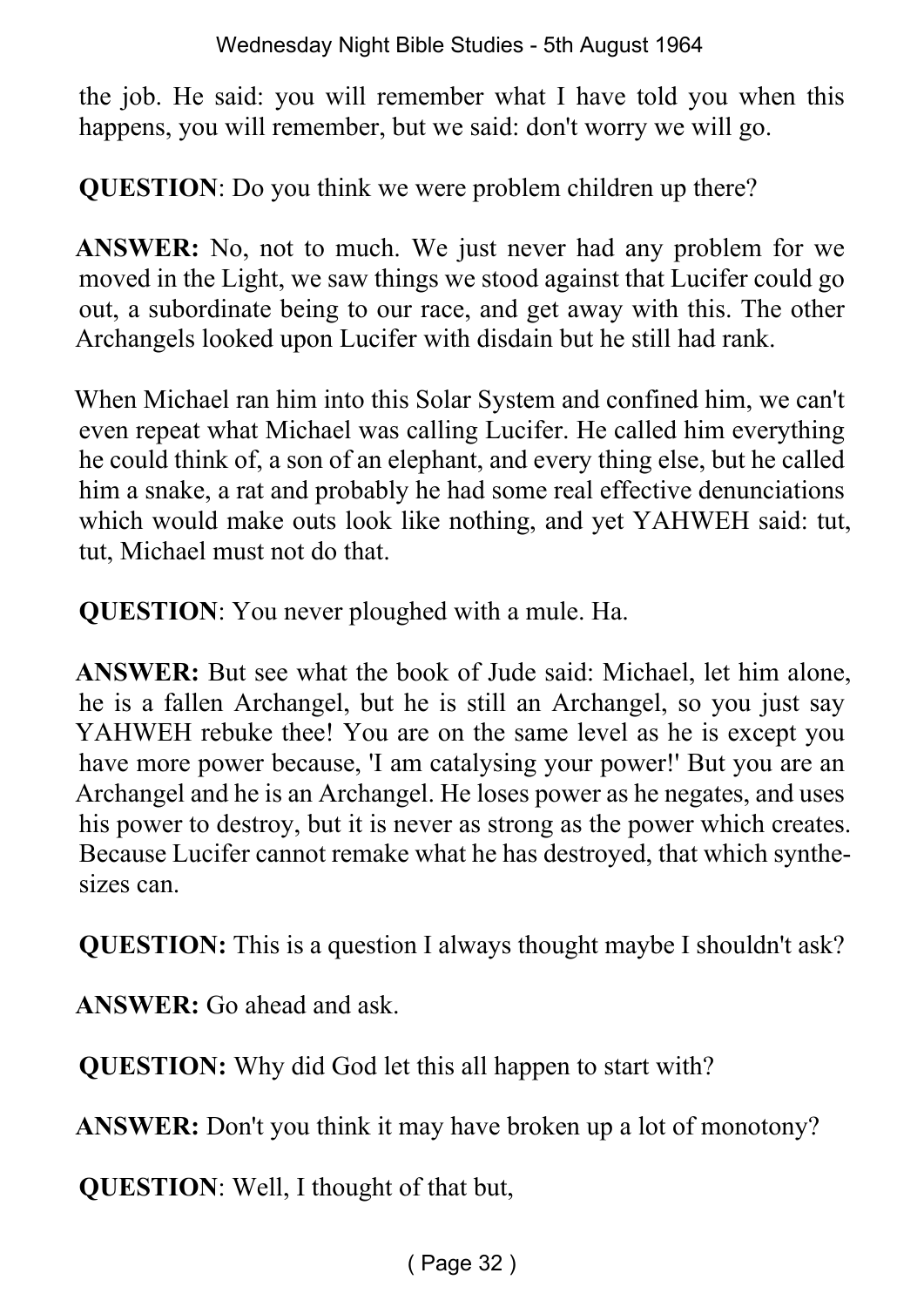the job. He said: you will remember what I have told you when this happens, you will remember, but we said: don't worry we will go.

**QUESTION**: Do you think we were problem children up there?

**ANSWER:** No, not to much. We just never had any problem for we moved in the Light, we saw things we stood against that Lucifer could go out, a subordinate being to our race, and get away with this. The other Archangels looked upon Lucifer with disdain but he still had rank.

When Michael ran him into this Solar System and confined him, we can't even repeat what Michael was calling Lucifer. He called him everything he could think of, a son of an elephant, and every thing else, but he called him a snake, a rat and probably he had some real effective denunciations which would make outs look like nothing, and yet YAHWEH said: tut, tut, Michael must not do that.

**QUESTION**: You never ploughed with a mule. Ha.

**ANSWER:** But see what the book of Jude said: Michael, let him alone, he is a fallen Archangel, but he is still an Archangel, so you just say YAHWEH rebuke thee! You are on the same level as he is except you have more power because, 'I am catalysing your power!' But you are an Archangel and he is an Archangel. He loses power as he negates, and uses his power to destroy, but it is never as strong as the power which creates. Because Lucifer cannot remake what he has destroyed, that which synthesizes can.

**QUESTION:** This is a question I always thought maybe I shouldn't ask?

**ANSWER:** Go ahead and ask.

**QUESTION:** Why did God let this all happen to start with?

**ANSWER:** Don't you think it may have broken up a lot of monotony?

**QUESTION**: Well, I thought of that but,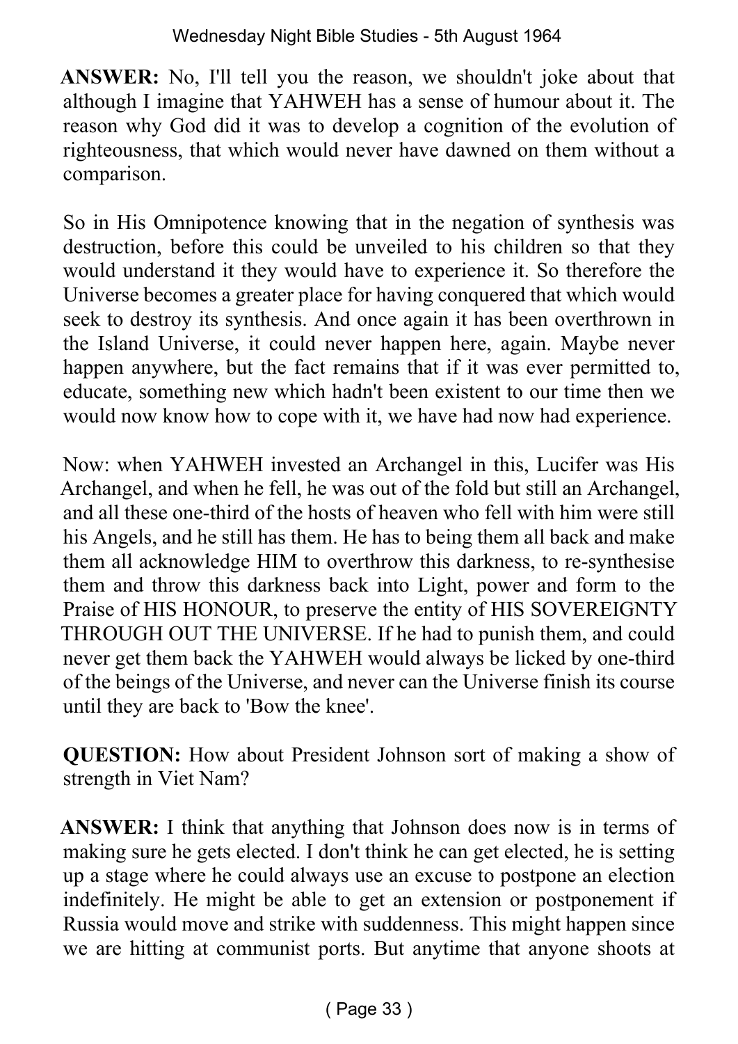**ANSWER:** No, I'll tell you the reason, we shouldn't joke about that although I imagine that YAHWEH has a sense of humour about it. The reason why God did it was to develop a cognition of the evolution of righteousness, that which would never have dawned on them without a comparison.

So in His Omnipotence knowing that in the negation of synthesis was destruction, before this could be unveiled to his children so that they would understand it they would have to experience it. So therefore the Universe becomes a greater place for having conquered that which would seek to destroy its synthesis. And once again it has been overthrown in the Island Universe, it could never happen here, again. Maybe never happen anywhere, but the fact remains that if it was ever permitted to, educate, something new which hadn't been existent to our time then we would now know how to cope with it, we have had now had experience.

Now: when YAHWEH invested an Archangel in this, Lucifer was His Archangel, and when he fell, he was out of the fold but still an Archangel, and all these one-third of the hosts of heaven who fell with him were still his Angels, and he still has them. He has to being them all back and make them all acknowledge HIM to overthrow this darkness, to re-synthesise them and throw this darkness back into Light, power and form to the Praise of HIS HONOUR, to preserve the entity of HIS SOVEREIGNTY THROUGH OUT THE UNIVERSE. If he had to punish them, and could never get them back the YAHWEH would always be licked by one-third of the beings of the Universe, and never can the Universe finish its course until they are back to 'Bow the knee'.

**QUESTION:** How about President Johnson sort of making a show of strength in Viet Nam?

**ANSWER:** I think that anything that Johnson does now is in terms of making sure he gets elected. I don't think he can get elected, he is setting up a stage where he could always use an excuse to postpone an election indefinitely. He might be able to get an extension or postponement if Russia would move and strike with suddenness. This might happen since we are hitting at communist ports. But anytime that anyone shoots at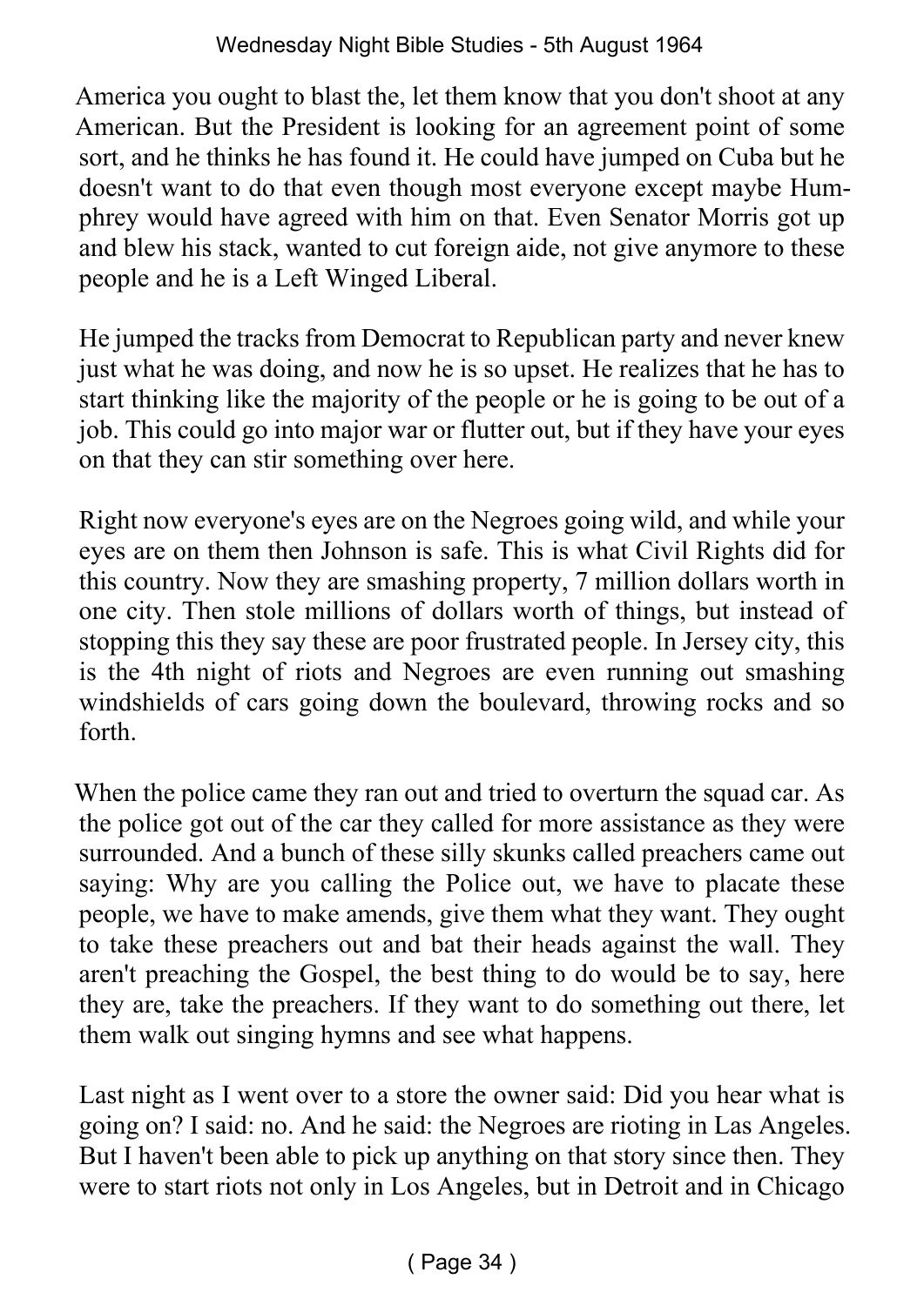America you ought to blast the, let them know that you don't shoot at any American. But the President is looking for an agreement point of some sort, and he thinks he has found it. He could have jumped on Cuba but he doesn't want to do that even though most everyone except maybe Humphrey would have agreed with him on that. Even Senator Morris got up and blew his stack, wanted to cut foreign aide, not give anymore to these people and he is a Left Winged Liberal.

He jumped the tracks from Democrat to Republican party and never knew just what he was doing, and now he is so upset. He realizes that he has to start thinking like the majority of the people or he is going to be out of a job. This could go into major war or flutter out, but if they have your eyes on that they can stir something over here.

Right now everyone's eyes are on the Negroes going wild, and while your eyes are on them then Johnson is safe. This is what Civil Rights did for this country. Now they are smashing property, 7 million dollars worth in one city. Then stole millions of dollars worth of things, but instead of stopping this they say these are poor frustrated people. In Jersey city, this is the 4th night of riots and Negroes are even running out smashing windshields of cars going down the boulevard, throwing rocks and so forth.

When the police came they ran out and tried to overturn the squad car. As the police got out of the car they called for more assistance as they were surrounded. And a bunch of these silly skunks called preachers came out saying: Why are you calling the Police out, we have to placate these people, we have to make amends, give them what they want. They ought to take these preachers out and bat their heads against the wall. They aren't preaching the Gospel, the best thing to do would be to say, here they are, take the preachers. If they want to do something out there, let them walk out singing hymns and see what happens.

Last night as I went over to a store the owner said: Did you hear what is going on? I said: no. And he said: the Negroes are rioting in Las Angeles. But I haven't been able to pick up anything on that story since then. They were to start riots not only in Los Angeles, but in Detroit and in Chicago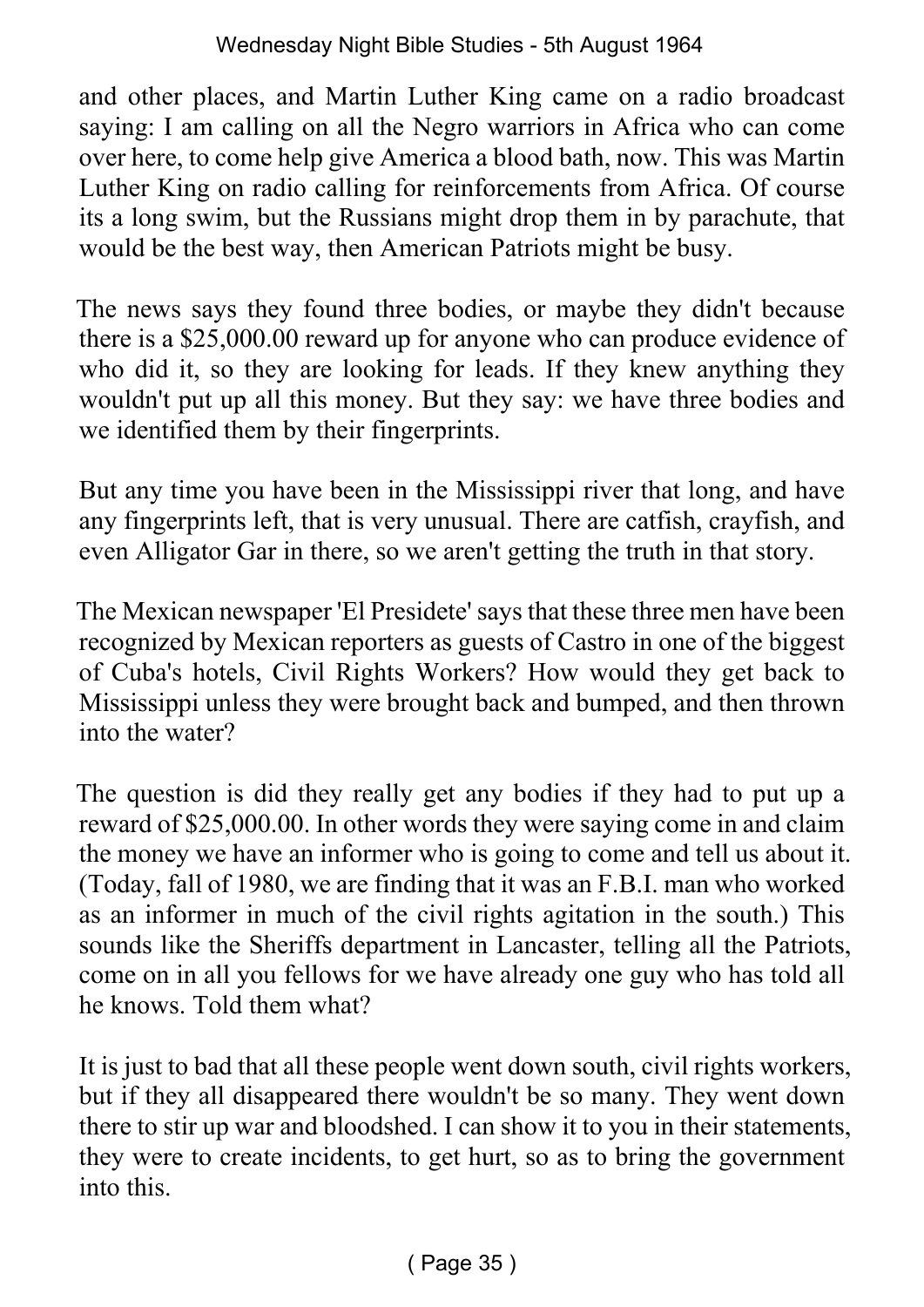and other places, and Martin Luther King came on a radio broadcast saying: I am calling on all the Negro warriors in Africa who can come over here, to come help give America a blood bath, now. This was Martin Luther King on radio calling for reinforcements from Africa. Of course its a long swim, but the Russians might drop them in by parachute, that would be the best way, then American Patriots might be busy.

The news says they found three bodies, or maybe they didn't because there is a $25,000.00 reward up for anyone who can produce evidence of who did it, so they are looking for leads. If they knew anything they wouldn't put up all this money. But they say: we have three bodies and we identified them by their fingerprints.

But any time you have been in the Mississippi river that long, and have any fingerprints left, that is very unusual. There are catfish, crayfish, and even Alligator Gar in there, so we aren't getting the truth in that story.

The Mexican newspaper 'El Presidete' says that these three men have been recognized by Mexican reporters as guests of Castro in one of the biggest of Cuba's hotels, Civil Rights Workers? How would they get back to Mississippi unless they were brought back and bumped, and then thrown into the water?

The question is did they really get any bodies if they had to put up a reward of $25,000.00. In other words they were saying come in and claim the money we have an informer who is going to come and tell us about it. (Today, fall of 1980, we are finding that it was an F.B.I. man who worked as an informer in much of the civil rights agitation in the south.) This sounds like the Sheriffs department in Lancaster, telling all the Patriots, come on in all you fellows for we have already one guy who has told all he knows. Told them what?

It is just to bad that all these people went down south, civil rights workers, but if they all disappeared there wouldn't be so many. They went down there to stir up war and bloodshed. I can show it to you in their statements, they were to create incidents, to get hurt, so as to bring the government into this.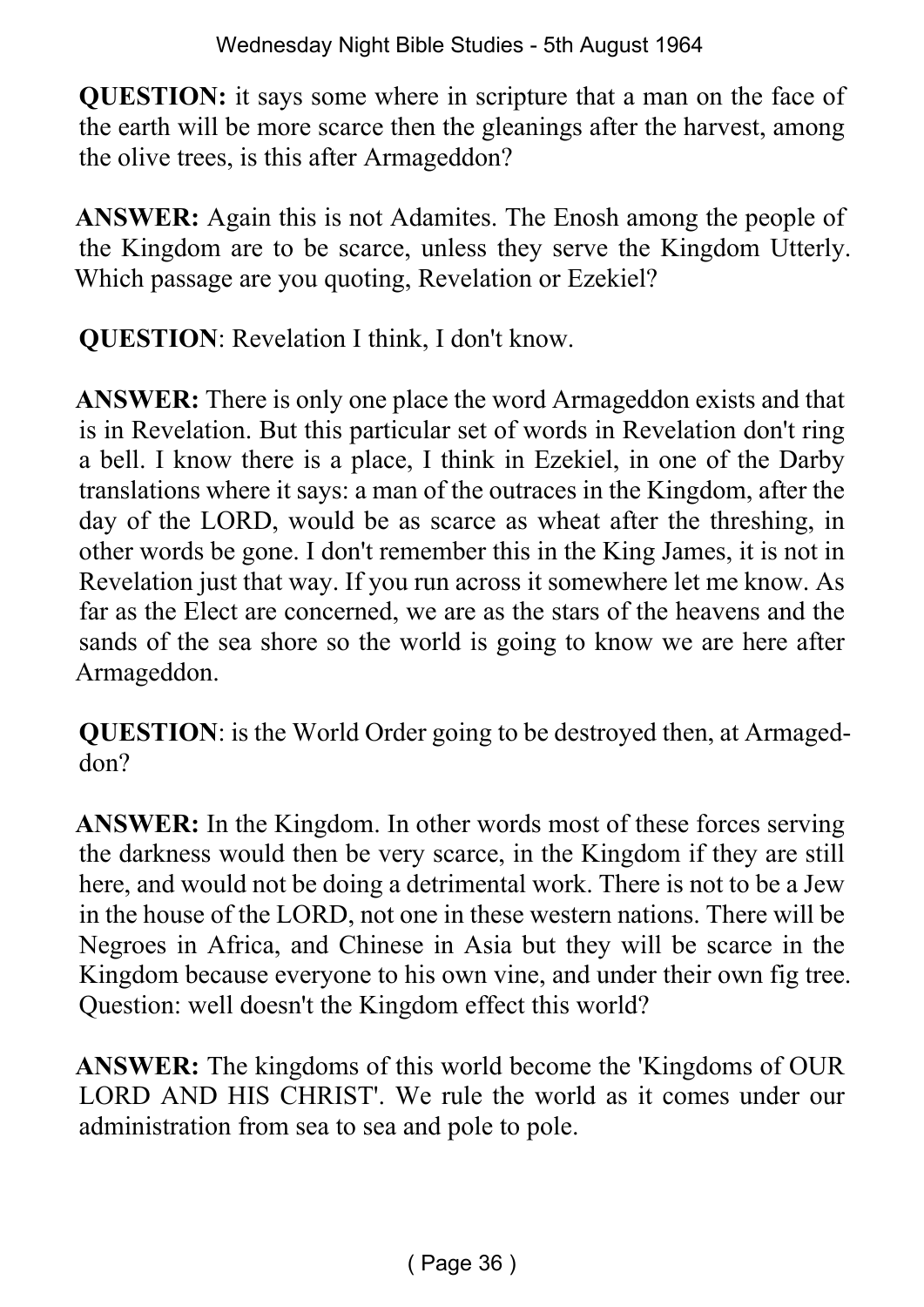**QUESTION:** it says some where in scripture that a man on the face of the earth will be more scarce then the gleanings after the harvest, among the olive trees, is this after Armageddon?

**ANSWER:** Again this is not Adamites. The Enosh among the people of the Kingdom are to be scarce, unless they serve the Kingdom Utterly. Which passage are you quoting, Revelation or Ezekiel?

**QUESTION**: Revelation I think, I don't know.

**ANSWER:** There is only one place the word Armageddon exists and that is in Revelation. But this particular set of words in Revelation don't ring a bell. I know there is a place, I think in Ezekiel, in one of the Darby translations where it says: a man of the outraces in the Kingdom, after the day of the LORD, would be as scarce as wheat after the threshing, in other words be gone. I don't remember this in the King James, it is not in Revelation just that way. If you run across it somewhere let me know. As far as the Elect are concerned, we are as the stars of the heavens and the sands of the sea shore so the world is going to know we are here after Armageddon.

**QUESTION**: is the World Order going to be destroyed then, at Armageddon?

**ANSWER:** In the Kingdom. In other words most of these forces serving the darkness would then be very scarce, in the Kingdom if they are still here, and would not be doing a detrimental work. There is not to be a Jew in the house of the LORD, not one in these western nations. There will be Negroes in Africa, and Chinese in Asia but they will be scarce in the Kingdom because everyone to his own vine, and under their own fig tree. Question: well doesn't the Kingdom effect this world?

**ANSWER:** The kingdoms of this world become the 'Kingdoms of OUR LORD AND HIS CHRIST'. We rule the world as it comes under our administration from sea to sea and pole to pole.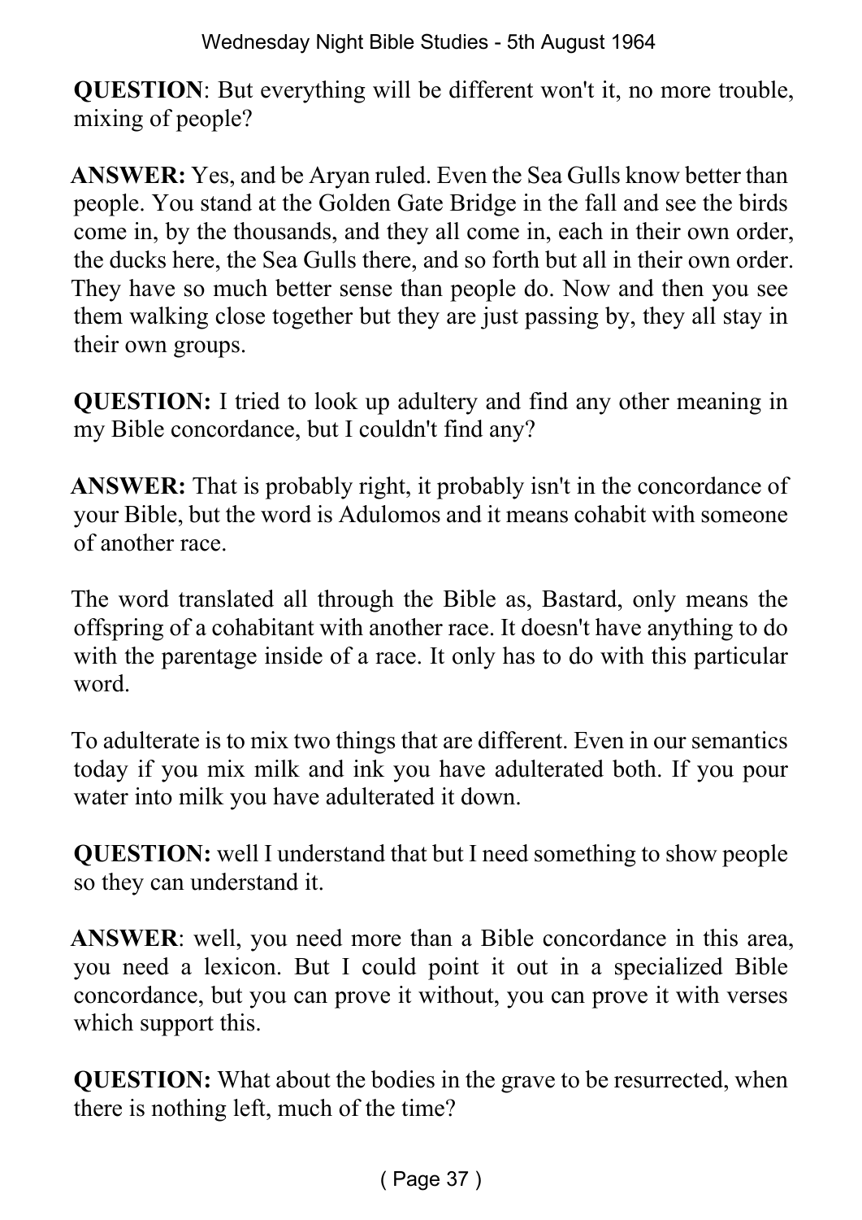**QUESTION**: But everything will be different won't it, no more trouble, mixing of people?

**ANSWER:** Yes, and be Aryan ruled. Even the Sea Gulls know better than people. You stand at the Golden Gate Bridge in the fall and see the birds come in, by the thousands, and they all come in, each in their own order, the ducks here, the Sea Gulls there, and so forth but all in their own order. They have so much better sense than people do. Now and then you see them walking close together but they are just passing by, they all stay in their own groups.

**QUESTION:** I tried to look up adultery and find any other meaning in my Bible concordance, but I couldn't find any?

**ANSWER:** That is probably right, it probably isn't in the concordance of your Bible, but the word is Adulomos and it means cohabit with someone of another race.

The word translated all through the Bible as, Bastard, only means the offspring of a cohabitant with another race. It doesn't have anything to do with the parentage inside of a race. It only has to do with this particular word.

To adulterate is to mix two things that are different. Even in our semantics today if you mix milk and ink you have adulterated both. If you pour water into milk you have adulterated it down.

**QUESTION:** well I understand that but I need something to show people so they can understand it.

**ANSWER**: well, you need more than a Bible concordance in this area, you need a lexicon. But I could point it out in a specialized Bible concordance, but you can prove it without, you can prove it with verses which support this.

**QUESTION:** What about the bodies in the grave to be resurrected, when there is nothing left, much of the time?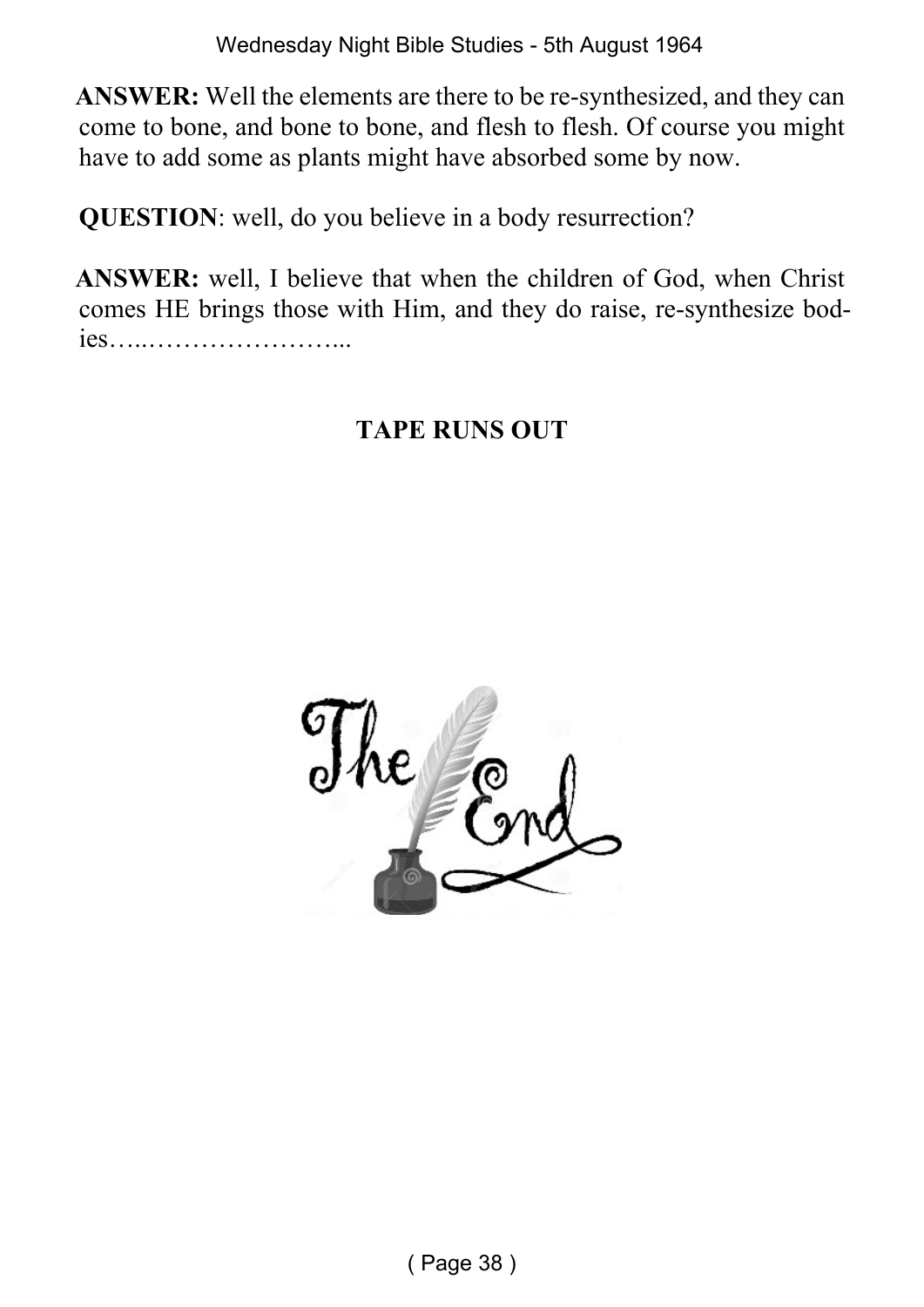**ANSWER:** Well the elements are there to be re-synthesized, and they can come to bone, and bone to bone, and flesh to flesh. Of course you might have to add some as plants might have absorbed some by now.

**QUESTION**: well, do you believe in a body resurrection?

**ANSWER:** well, I believe that when the children of God, when Christ comes HE brings those with Him, and they do raise, re-synthesize bodies…..…………………...

**TAPE RUNS OUT**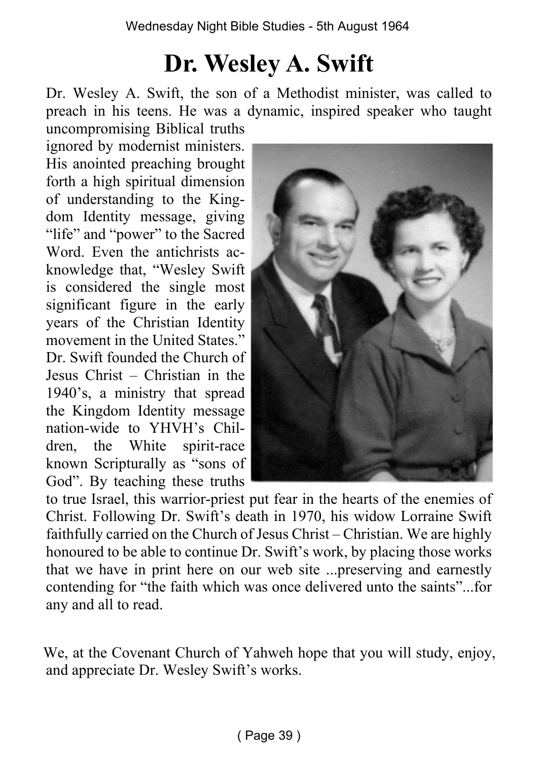# Dr. Wesley A. Swift

Dr. Wesley A. Swift, the son of a Methodist minister, was called to preach in his teens. He was a dynamic, inspired speaker who taught uncompromising Biblical truths ignored by modernist ministers. His anointed preaching brought forth a high spiritual dimension of understanding to the Kingdom Identity message, giving "life" and "power" to the Sacred Word. Even the antichrists acknowledge that, "Wesley Swift is considered the single most significant figure in the early years of the Christian Identity movement in the United States." Dr. Swift founded the Church of Jesus Christ – Christian in the 1940's, a ministry that spread the Kingdom Identity message nation-wide to YHVH's Children, the White spirit-race known Scripturally as "sons of God". By teaching these truths to true Israel, this warrior-priest put fear in the hearts of the enemies of Christ. Following Dr. Swift's death in 1970, his widow Lorraine Swift faithfully carried on the Church of Jesus Christ – Christian. We are highly honoured to be able to continue Dr. Swift's work, by placing those works that we have in print here on our web site ...preserving and earnestly contending for "the faith which was once delivered unto the saints"...for any and all to read.

We, at the Covenant Church of Yahweh hope that you will study, enjoy, and appreciate Dr. Wesley Swift's works.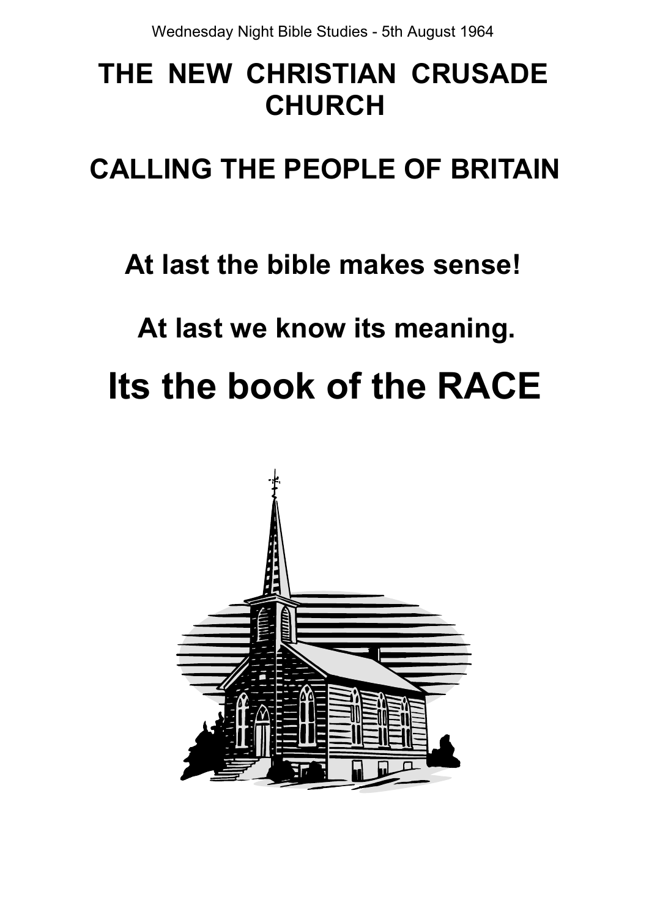Wednesday Night Bible Studies - 5th August 1964

# THE NEW CHRISTIAN CRUSADE CHURCH

## CALLING THE PEOPLE OF BRITAIN

**At last the bible makes sense!**

**At last we know its meaning.**

# Its the book of the RACE